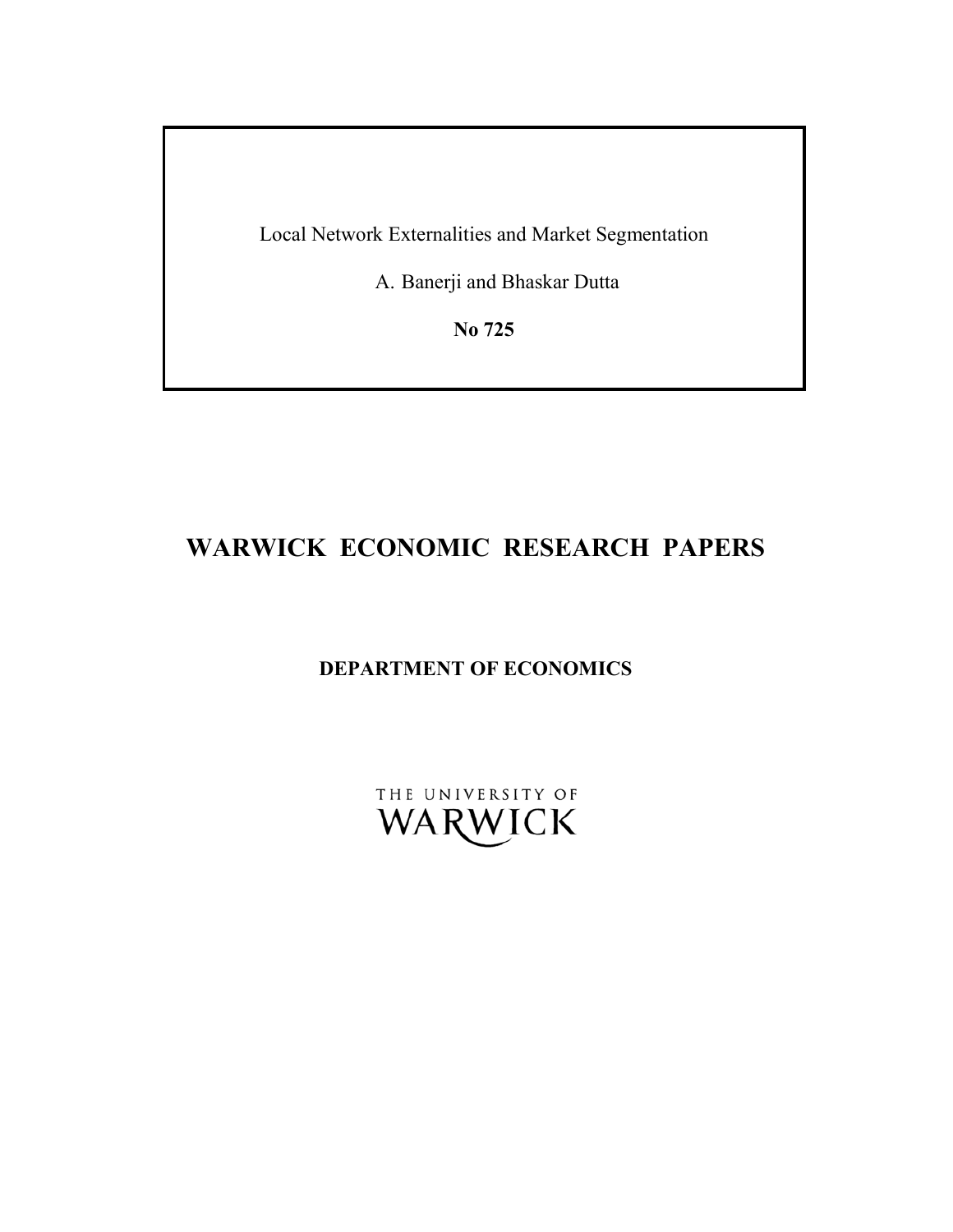Local Network Externalities and Market Segmentation

A. Banerji and Bhaskar Dutta

**No 725**

# WARWICK ECONOMIC RESEARCH PAPERS

**DEPARTMENT OF ECONOMICS**

THE UNIVERSITY OF WARWICK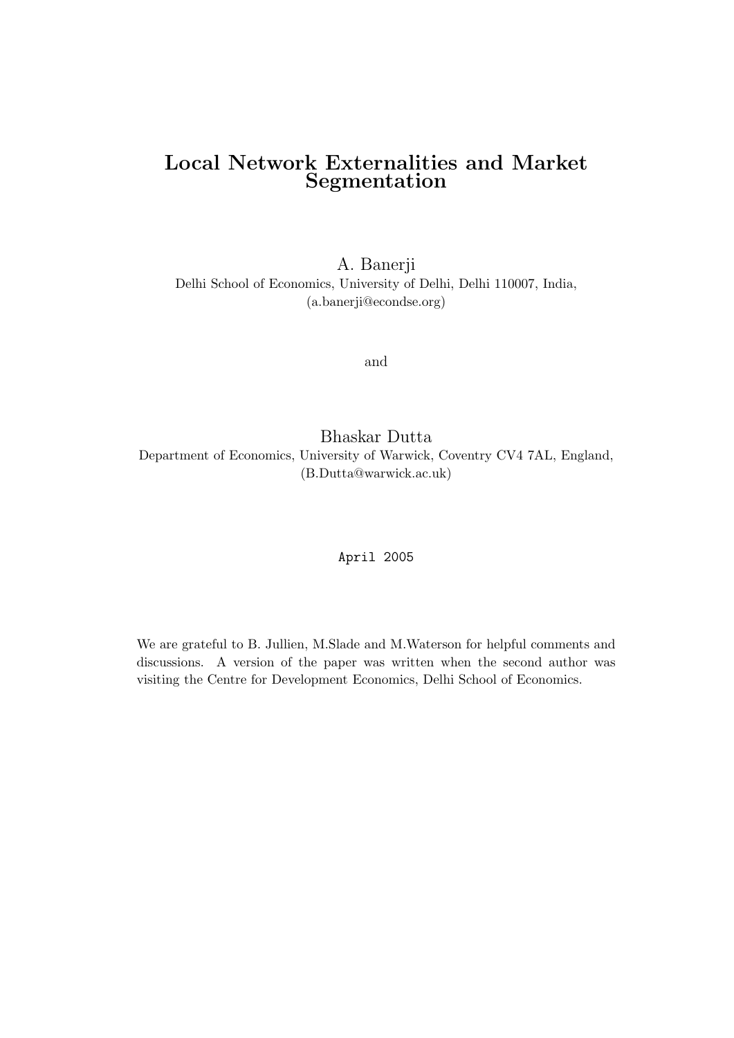# Local Network Externalities and Market Segmentation

A. Banerji
Delhi School of Economics, University of Delhi, Delhi 110007, India,
(a.banerji@econdse.org)

and

Bhaskar Dutta
Department of Economics, University of Warwick, Coventry CV4 7AL, England,
(B.Dutta@warwick.ac.uk)

April 2005

We are grateful to B. Jullien, M.Slade and M.Waterson for helpful comments and discussions. A version of the paper was written when the second author was visiting the Centre for Development Economics, Delhi School of Economics.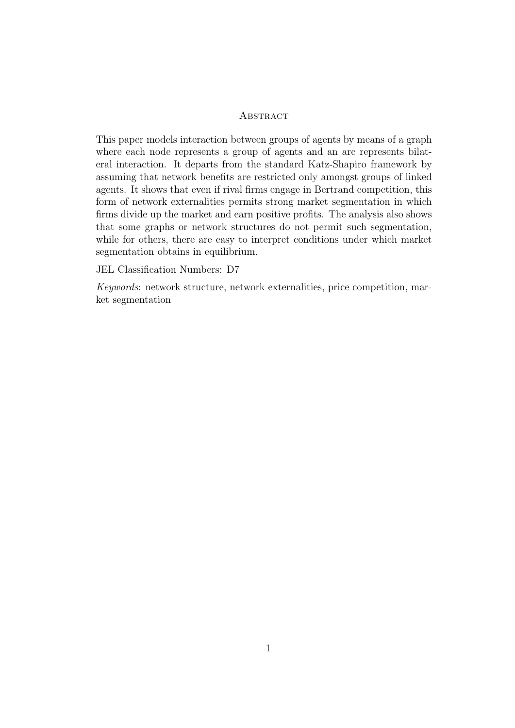## Abstract

This paper models interaction between groups of agents by means of a graph where each node represents a group of agents and an arc represents bilateral interaction. It departs from the standard Katz-Shapiro framework by assuming that network benefits are restricted only amongst groups of linked agents. It shows that even if rival firms engage in Bertrand competition, this form of network externalities permits strong market segmentation in which firms divide up the market and earn positive profits. The analysis also shows that some graphs or network structures do not permit such segmentation, while for others, there are easy to interpret conditions under which market segmentation obtains in equilibrium.

JEL Classification Numbers: D7

*Keywords*: network structure, network externalities, price competition, market segmentation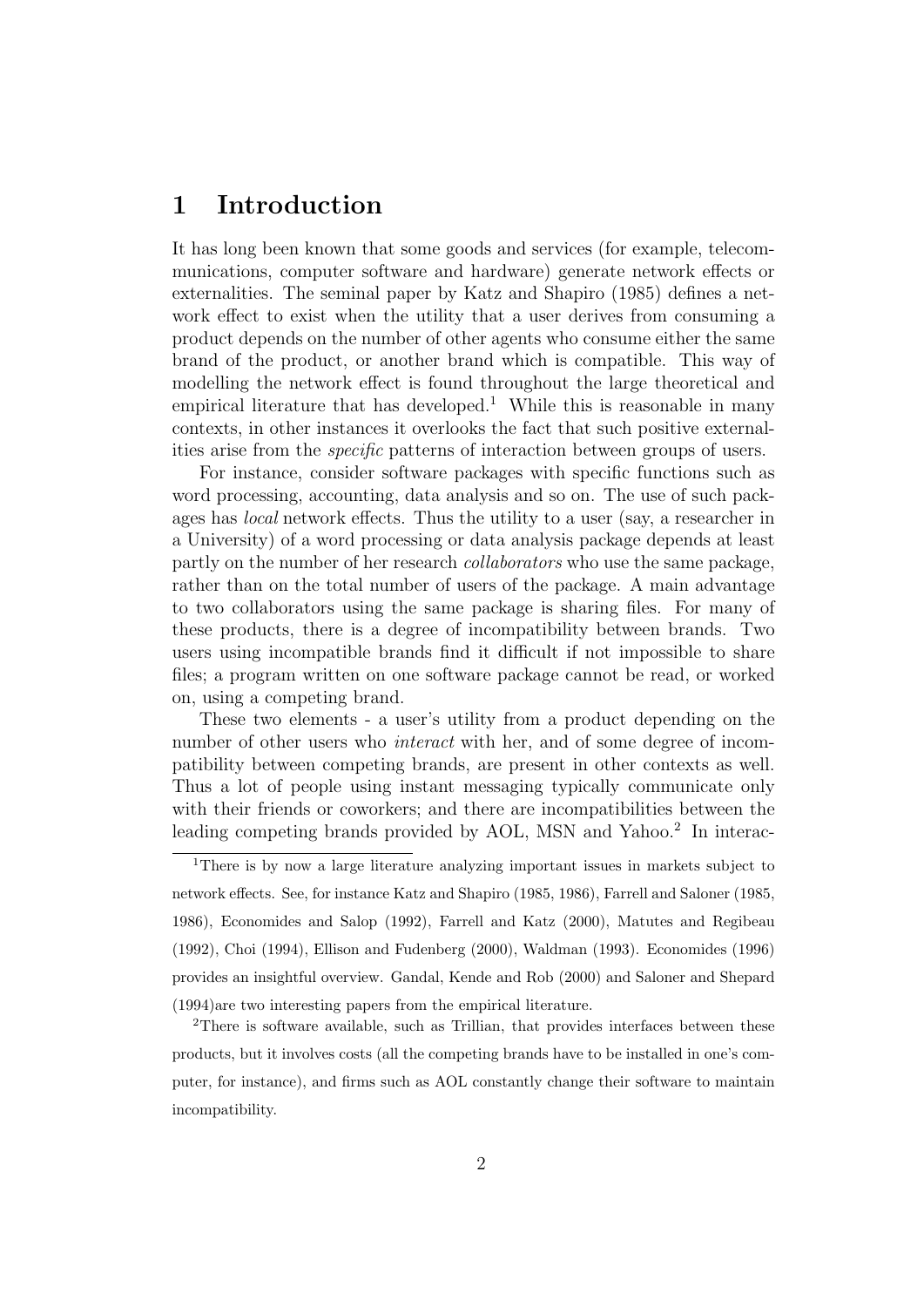# 1 Introduction

It has long been known that some goods and services (for example, telecommunications, computer software and hardware) generate network effects or externalities. The seminal paper by Katz and Shapiro (1985) defines a network effect to exist when the utility that a user derives from consuming a product depends on the number of other agents who consume either the same brand of the product, or another brand which is compatible. This way of modelling the network effect is found throughout the large theoretical and empirical literature that has developed.[1] While this is reasonable in many contexts, in other instances it overlooks the fact that such positive externalities arise from the *specific* patterns of interaction between groups of users.

For instance, consider software packages with specific functions such as word processing, accounting, data analysis and so on. The use of such packages has *local* network effects. Thus the utility to a user (say, a researcher in a University) of a word processing or data analysis package depends at least partly on the number of her research *collaborators* who use the same package, rather than on the total number of users of the package. A main advantage to two collaborators using the same package is sharing files. For many of these products, there is a degree of incompatibility between brands. Two users using incompatible brands find it difficult if not impossible to share files; a program written on one software package cannot be read, or worked on, using a competing brand.

These two elements - a user's utility from a product depending on the number of other users who *interact* with her, and of some degree of incompatibility between competing brands, are present in other contexts as well. Thus a lot of people using instant messaging typically communicate only with their friends or coworkers; and there are incompatibilities between the leading competing brands provided by AOL, MSN and Yahoo.[2] In interac-

[1] There is by now a large literature analyzing important issues in markets subject to network effects. See, for instance Katz and Shapiro (1985, 1986), Farrell and Saloner (1985, 1986), Economides and Salop (1992), Farrell and Katz (2000), Matutes and Regibeau (1992), Choi (1994), Ellison and Fudenberg (2000), Waldman (1993). Economides (1996) provides an insightful overview. Gandal, Kende and Rob (2000) and Saloner and Shepard (1994)are two interesting papers from the empirical literature.

[2] There is software available, such as Trillian, that provides interfaces between these products, but it involves costs (all the competing brands have to be installed in one's computer, for instance), and firms such as AOL constantly change their software to maintain incompatibility.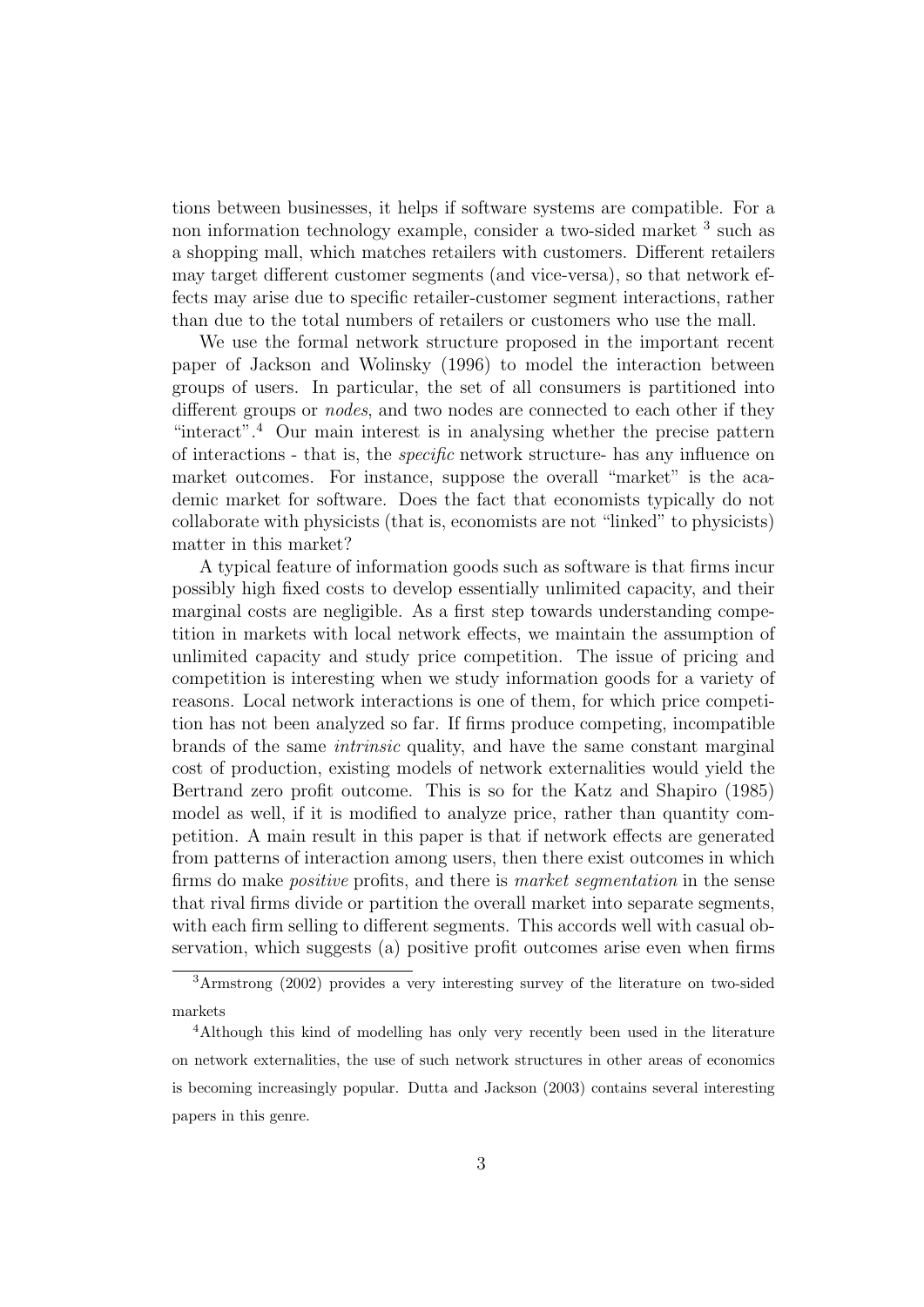tions between businesses, it helps if software systems are compatible. For a non information technology example, consider a two-sided market [3] such as a shopping mall, which matches retailers with customers. Different retailers may target different customer segments (and vice-versa), so that network effects may arise due to specific retailer-customer segment interactions, rather than due to the total numbers of retailers or customers who use the mall.

We use the formal network structure proposed in the important recent paper of Jackson and Wolinsky (1996) to model the interaction between groups of users. In particular, the set of all consumers is partitioned into different groups or *nodes*, and two nodes are connected to each other if they "interact".[4] Our main interest is in analysing whether the precise pattern of interactions - that is, the *specific* network structure- has any influence on market outcomes. For instance, suppose the overall "market" is the academic market for software. Does the fact that economists typically do not collaborate with physicists (that is, economists are not "linked" to physicists) matter in this market?

A typical feature of information goods such as software is that firms incur possibly high fixed costs to develop essentially unlimited capacity, and their marginal costs are negligible. As a first step towards understanding competition in markets with local network effects, we maintain the assumption of unlimited capacity and study price competition. The issue of pricing and competition is interesting when we study information goods for a variety of reasons. Local network interactions is one of them, for which price competition has not been analyzed so far. If firms produce competing, incompatible brands of the same *intrinsic* quality, and have the same constant marginal cost of production, existing models of network externalities would yield the Bertrand zero profit outcome. This is so for the Katz and Shapiro (1985) model as well, if it is modified to analyze price, rather than quantity competition. A main result in this paper is that if network effects are generated from patterns of interaction among users, then there exist outcomes in which firms do make *positive* profits, and there is *market segmentation* in the sense that rival firms divide or partition the overall market into separate segments, with each firm selling to different segments. This accords well with casual observation, which suggests (a) positive profit outcomes arise even when firms

[3] Armstrong (2002) provides a very interesting survey of the literature on two-sided markets

[4] Although this kind of modelling has only very recently been used in the literature on network externalities, the use of such network structures in other areas of economics is becoming increasingly popular. Dutta and Jackson (2003) contains several interesting papers in this genre.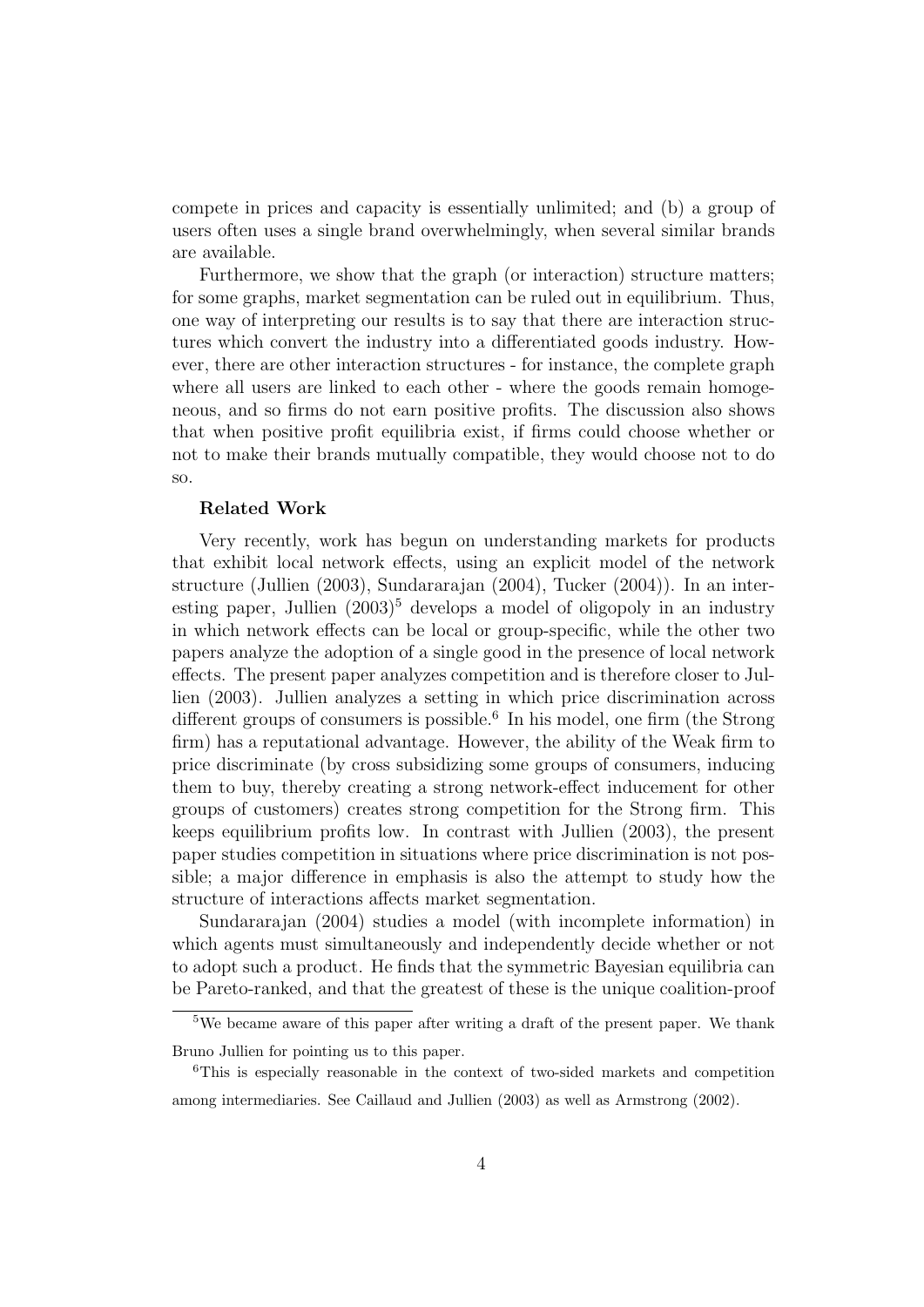compete in prices and capacity is essentially unlimited; and (b) a group of users often uses a single brand overwhelmingly, when several similar brands are available.

Furthermore, we show that the graph (or interaction) structure matters; for some graphs, market segmentation can be ruled out in equilibrium. Thus, one way of interpreting our results is to say that there are interaction structures which convert the industry into a differentiated goods industry. However, there are other interaction structures - for instance, the complete graph where all users are linked to each other - where the goods remain homogeneous, and so firms do not earn positive profits. The discussion also shows that when positive profit equilibria exist, if firms could choose whether or not to make their brands mutually compatible, they would choose not to do so.

**Related Work**

Very recently, work has begun on understanding markets for products that exhibit local network effects, using an explicit model of the network structure (Jullien (2003), Sundararajan (2004), Tucker (2004)). In an interesting paper, Jullien (2003)[5] develops a model of oligopoly in an industry in which network effects can be local or group-specific, while the other two papers analyze the adoption of a single good in the presence of local network effects. The present paper analyzes competition and is therefore closer to Jullien (2003). Jullien analyzes a setting in which price discrimination across different groups of consumers is possible.[6] In his model, one firm (the Strong firm) has a reputational advantage. However, the ability of the Weak firm to price discriminate (by cross subsidizing some groups of consumers, inducing them to buy, thereby creating a strong network-effect inducement for other groups of customers) creates strong competition for the Strong firm. This keeps equilibrium profits low. In contrast with Jullien (2003), the present paper studies competition in situations where price discrimination is not possible; a major difference in emphasis is also the attempt to study how the structure of interactions affects market segmentation.

Sundararajan (2004) studies a model (with incomplete information) in which agents must simultaneously and independently decide whether or not to adopt such a product. He finds that the symmetric Bayesian equilibria can be Pareto-ranked, and that the greatest of these is the unique coalition-proof

[5]We became aware of this paper after writing a draft of the present paper. We thank Bruno Jullien for pointing us to this paper.

[6]This is especially reasonable in the context of two-sided markets and competition among intermediaries. See Caillaud and Jullien (2003) as well as Armstrong (2002).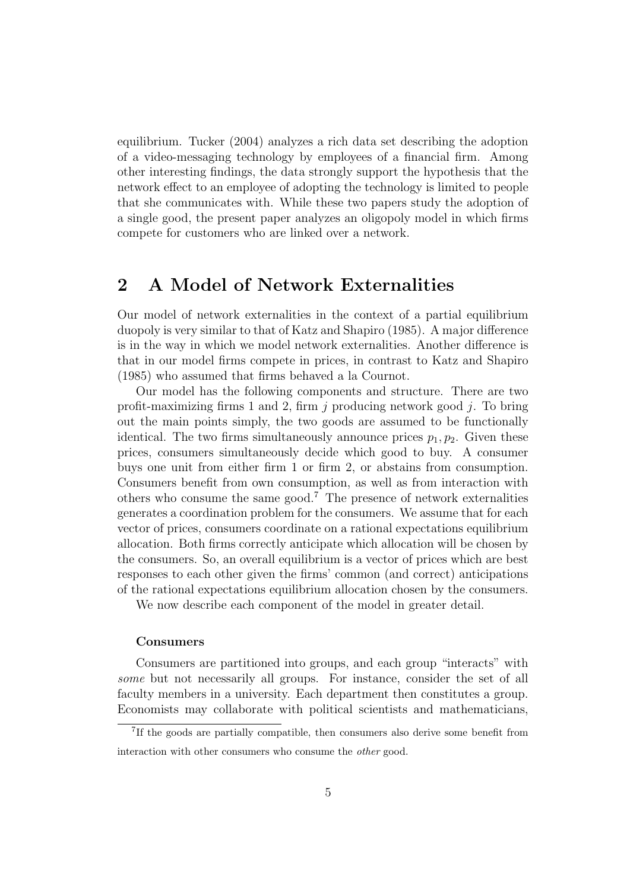equilibrium. Tucker (2004) analyzes a rich data set describing the adoption of a video-messaging technology by employees of a financial firm. Among other interesting findings, the data strongly support the hypothesis that the network effect to an employee of adopting the technology is limited to people that she communicates with. While these two papers study the adoption of a single good, the present paper analyzes an oligopoly model in which firms compete for customers who are linked over a network.

## 2 A Model of Network Externalities

Our model of network externalities in the context of a partial equilibrium duopoly is very similar to that of Katz and Shapiro (1985). A major difference is in the way in which we model network externalities. Another difference is that in our model firms compete in prices, in contrast to Katz and Shapiro (1985) who assumed that firms behaved a la Cournot.

Our model has the following components and structure. There are two profit-maximizing firms 1 and 2, firm $j$ producing network good $j$. To bring out the main points simply, the two goods are assumed to be functionally identical. The two firms simultaneously announce prices $p_1, p_2$. Given these prices, consumers simultaneously decide which good to buy. A consumer buys one unit from either firm 1 or firm 2, or abstains from consumption. Consumers benefit from own consumption, as well as from interaction with others who consume the same good.[7] The presence of network externalities generates a coordination problem for the consumers. We assume that for each vector of prices, consumers coordinate on a rational expectations equilibrium allocation. Both firms correctly anticipate which allocation will be chosen by the consumers. So, an overall equilibrium is a vector of prices which are best responses to each other given the firms' common (and correct) anticipations of the rational expectations equilibrium allocation chosen by the consumers.

We now describe each component of the model in greater detail.

#### Consumers

Consumers are partitioned into groups, and each group "interacts" with *some* but not necessarily all groups. For instance, consider the set of all faculty members in a university. Each department then constitutes a group. Economists may collaborate with political scientists and mathematicians,

[7] If the goods are partially compatible, then consumers also derive some benefit from interaction with other consumers who consume the *other* good.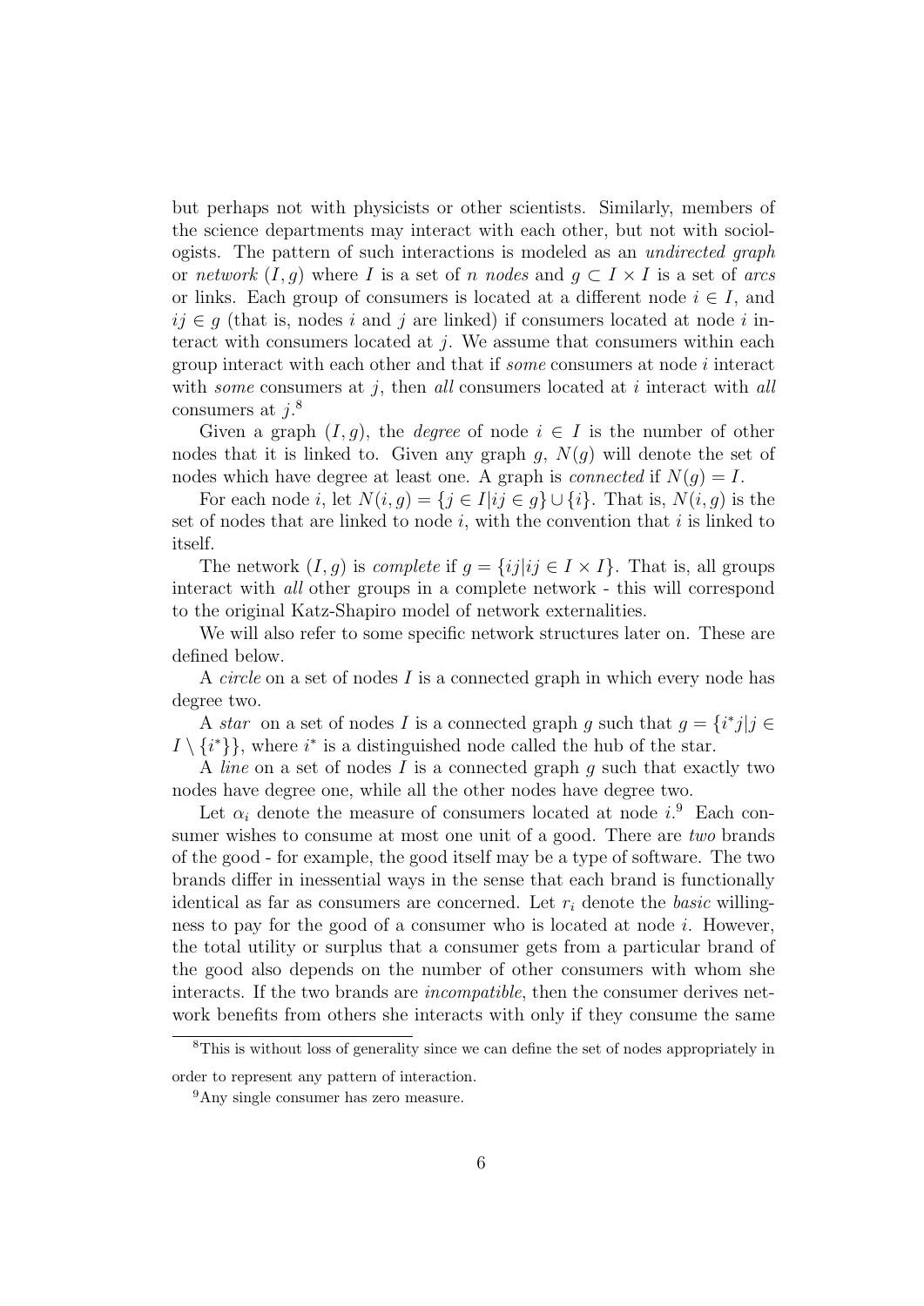but perhaps not with physicists or other scientists. Similarly, members of the science departments may interact with each other, but not with sociologists. The pattern of such interactions is modeled as an *undirected graph* or *network* $(I, g)$ where $I$ is a set of $n$ *nodes* and $g \subset I \times I$ is a set of *arcs* or links. Each group of consumers is located at a different node $i \in I$, and $ij \in g$ (that is, nodes $i$ and $j$ are linked) if consumers located at node $i$ interact with consumers located at $j$. We assume that consumers within each group interact with each other and that if *some* consumers at node $i$ interact with *some* consumers at $j$, then *all* consumers located at $i$ interact with *all* consumers at $j$.[8]

Given a graph $(I, g)$, the *degree* of node $i \in I$ is the number of other nodes that it is linked to. Given any graph $g$, $N(g)$ will denote the set of nodes which have degree at least one. A graph is *connected* if $N(g) = I$.

For each node $i$, let $N(i, g) = \{j \in I | ij \in g\} \cup \{i\}$. That is, $N(i, g)$ is the set of nodes that are linked to node $i$, with the convention that $i$ is linked to itself.

The network $(I, g)$ is *complete* if $g = \{ij | ij \in I \times I\}$. That is, all groups interact with *all* other groups in a complete network - this will correspond to the original Katz-Shapiro model of network externalities.

We will also refer to some specific network structures later on. These are defined below.

A *circle* on a set of nodes $I$ is a connected graph in which every node has degree two.

A *star* on a set of nodes $I$ is a connected graph $g$ such that $g = \{i^* j | j \in I \setminus \{i^*\}\}$, where $i^*$ is a distinguished node called the hub of the star.

A *line* on a set of nodes $I$ is a connected graph $g$ such that exactly two nodes have degree one, while all the other nodes have degree two.

Let $\alpha_i$ denote the measure of consumers located at node $i$.[9] Each consumer wishes to consume at most one unit of a good. There are *two* brands of the good - for example, the good itself may be a type of software. The two brands differ in inessential ways in the sense that each brand is functionally identical as far as consumers are concerned. Let $r_i$ denote the *basic* willingness to pay for the good of a consumer who is located at node $i$. However, the total utility or surplus that a consumer gets from a particular brand of the good also depends on the number of other consumers with whom she interacts. If the two brands are *incompatible*, then the consumer derives network benefits from others she interacts with only if they consume the same

---

[8] This is without loss of generality since we can define the set of nodes appropriately in order to represent any pattern of interaction.

[9] Any single consumer has zero measure.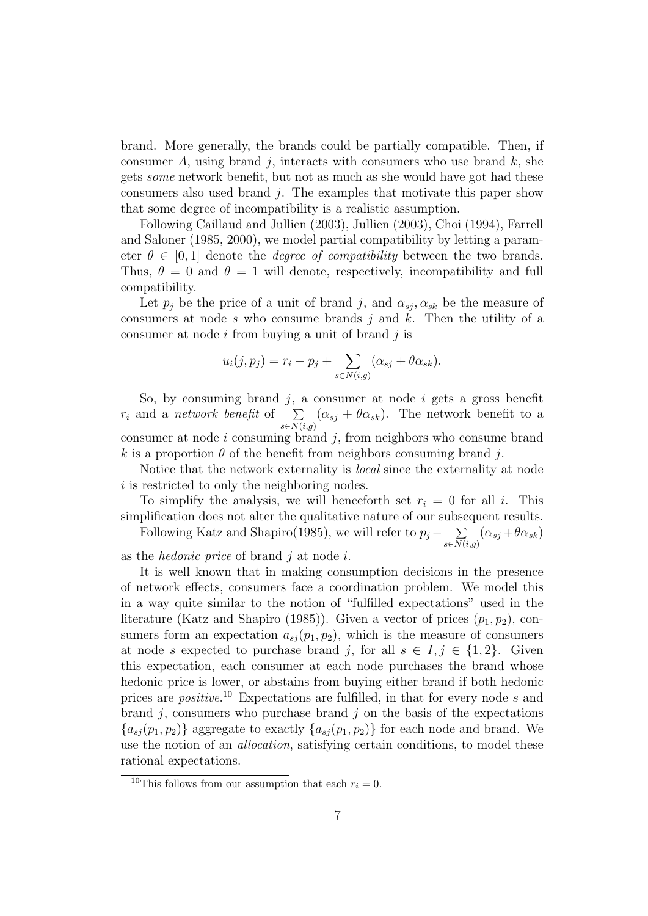brand. More generally, the brands could be partially compatible. Then, if consumer $A$, using brand $j$, interacts with consumers who use brand $k$, she gets *some* network benefit, but not as much as she would have got had these consumers also used brand $j$. The examples that motivate this paper show that some degree of incompatibility is a realistic assumption.

Following Caillaud and Jullien (2003), Jullien (2003), Choi (1994), Farrell and Saloner (1985, 2000), we model partial compatibility by letting a parameter $\theta \in [0, 1]$ denote the *degree of compatibility* between the two brands. Thus, $\theta = 0$ and $\theta = 1$ will denote, respectively, incompatibility and full compatibility.

Let $p_j$ be the price of a unit of brand $j$, and $\alpha_{sj}, \alpha_{sk}$ be the measure of consumers at node $s$ who consume brands $j$ and $k$. Then the utility of a consumer at node $i$ from buying a unit of brand $j$ is

$$u_i(j, p_j) = r_i - p_j + \sum_{s \in N(i,g)} (\alpha_{sj} + \theta \alpha_{sk}).$$

So, by consuming brand $j$, a consumer at node $i$ gets a gross benefit $r_i$ and a *network benefit* of $\sum_{s \in N(i,g)} (\alpha_{sj} + \theta \alpha_{sk})$. The network benefit to a consumer at node $i$ consuming brand $j$, from neighbors who consume brand $k$ is a proportion $\theta$ of the benefit from neighbors consuming brand $j$.

Notice that the network externality is *local* since the externality at node $i$ is restricted to only the neighboring nodes.

To simplify the analysis, we will henceforth set $r_i = 0$ for all $i$. This simplification does not alter the qualitative nature of our subsequent results.

Following Katz and Shapiro(1985), we will refer to $p_j - \sum_{s \in N(i,g)} (\alpha_{sj} + \theta \alpha_{sk})$ as the *hedonic price* of brand $j$ at node $i$.

It is well known that in making consumption decisions in the presence of network effects, consumers face a coordination problem. We model this in a way quite similar to the notion of "fulfilled expectations" used in the literature (Katz and Shapiro (1985)). Given a vector of prices $(p_1, p_2)$, consumers form an expectation $a_{sj}(p_1, p_2)$, which is the measure of consumers at node $s$ expected to purchase brand $j$, for all $s \in I, j \in \{1, 2\}$. Given this expectation, each consumer at each node purchases the brand whose hedonic price is lower, or abstains from buying either brand if both hedonic prices are *positive*.[10] Expectations are fulfilled, in that for every node $s$ and brand $j$, consumers who purchase brand $j$ on the basis of the expectations $\{a_{sj}(p_1, p_2)\}$ aggregate to exactly $\{a_{sj}(p_1, p_2)\}$ for each node and brand. We use the notion of an *allocation*, satisfying certain conditions, to model these rational expectations.

[10] This follows from our assumption that each $r_i = 0$.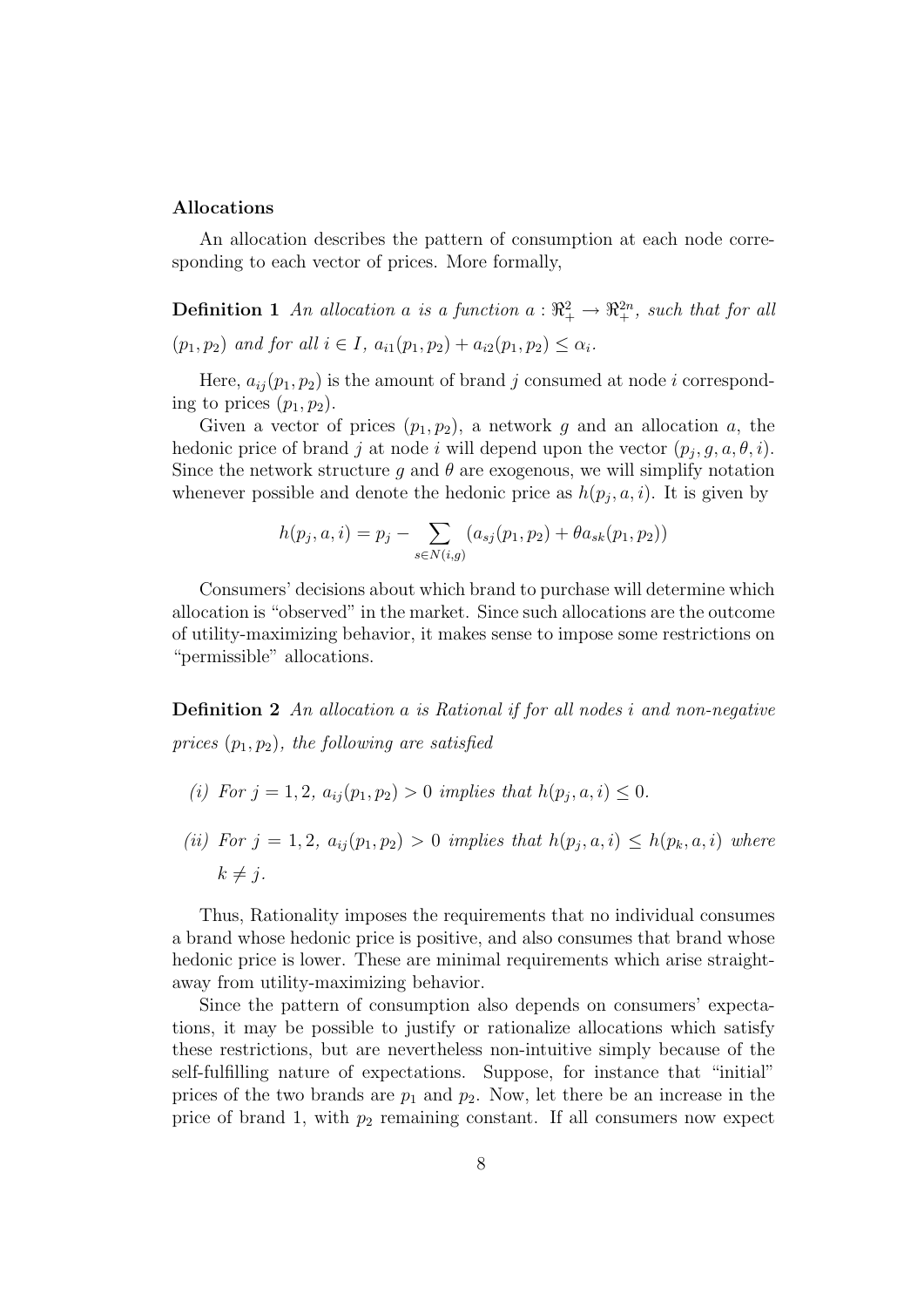**Allocations**

An allocation describes the pattern of consumption at each node corresponding to each vector of prices. More formally,

**Definition 1** *An allocation $a$ is a function $a : \Re^2_+ \rightarrow \Re^{2n}_+$, such that for all $(p_1, p_2)$ and for all $i \in I$, $a_{i1}(p_1, p_2) + a_{i2}(p_1, p_2) \leq \alpha_i$.*

Here, $a_{ij}(p_1, p_2)$ is the amount of brand $j$ consumed at node $i$ corresponding to prices $(p_1, p_2)$.

Given a vector of prices $(p_1, p_2)$, a network $g$ and an allocation $a$, the hedonic price of brand $j$ at node $i$ will depend upon the vector $(p_j, g, a, \theta, i)$. Since the network structure $g$ and $\theta$ are exogenous, we will simplify notation whenever possible and denote the hedonic price as $h(p_j, a, i)$. It is given by

$$h(p_j, a, i) = p_j - \sum_{s \in N(i,g)} (a_{sj}(p_1, p_2) + \theta a_{sk}(p_1, p_2))$$

Consumers' decisions about which brand to purchase will determine which allocation is "observed" in the market. Since such allocations are the outcome of utility-maximizing behavior, it makes sense to impose some restrictions on "permissible" allocations.

**Definition 2** *An allocation $a$ is Rational if for all nodes $i$ and non-negative prices $(p_1, p_2)$, the following are satisfied*

*(i) For $j = 1, 2$, $a_{ij}(p_1, p_2) > 0$ implies that $h(p_j, a, i) \leq 0$.*

*(ii) For $j = 1, 2$, $a_{ij}(p_1, p_2) > 0$ implies that $h(p_j, a, i) \leq h(p_k, a, i)$ where $k \neq j$.*

Thus, Rationality imposes the requirements that no individual consumes a brand whose hedonic price is positive, and also consumes that brand whose hedonic price is lower. These are minimal requirements which arise straightaway from utility-maximizing behavior.

Since the pattern of consumption also depends on consumers' expectations, it may be possible to justify or rationalize allocations which satisfy these restrictions, but are nevertheless non-intuitive simply because of the self-fulfilling nature of expectations. Suppose, for instance that "initial" prices of the two brands are $p_1$ and $p_2$. Now, let there be an increase in the price of brand 1, with $p_2$ remaining constant. If all consumers now expect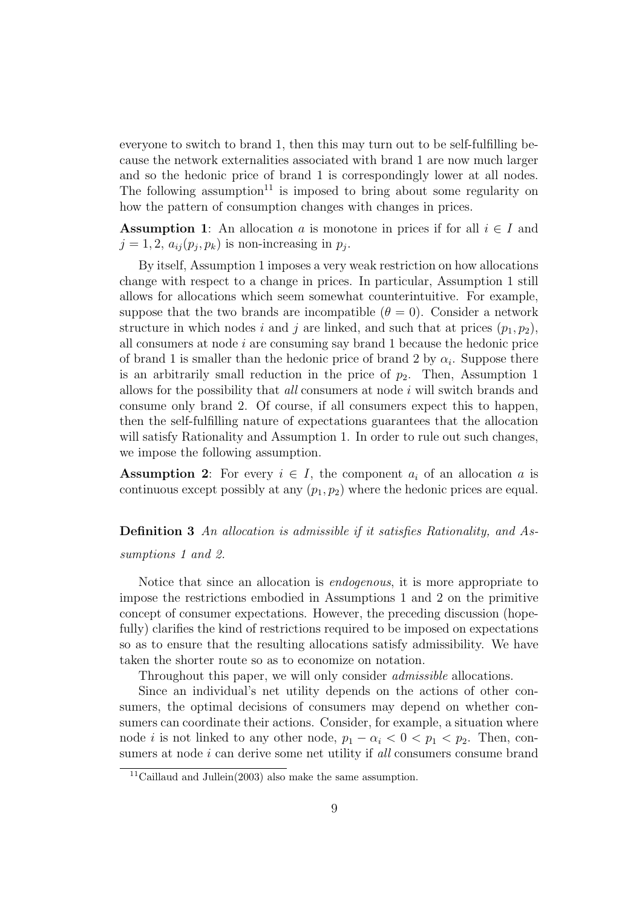everyone to switch to brand 1, then this may turn out to be self-fulfilling because the network externalities associated with brand 1 are now much larger and so the hedonic price of brand 1 is correspondingly lower at all nodes. The following assumption[11] is imposed to bring about some regularity on how the pattern of consumption changes with changes in prices.

**Assumption 1**: An allocation $a$ is monotone in prices if for all $i \in I$ and $j = 1, 2$, $a_{ij}(p_j, p_k)$ is non-increasing in $p_j$.

By itself, Assumption 1 imposes a very weak restriction on how allocations change with respect to a change in prices. In particular, Assumption 1 still allows for allocations which seem somewhat counterintuitive. For example, suppose that the two brands are incompatible ($\theta = 0$). Consider a network structure in which nodes $i$ and $j$ are linked, and such that at prices $(p_1, p_2)$, all consumers at node $i$ are consuming say brand 1 because the hedonic price of brand 1 is smaller than the hedonic price of brand 2 by $\alpha_i$. Suppose there is an arbitrarily small reduction in the price of $p_2$. Then, Assumption 1 allows for the possibility that *all* consumers at node $i$ will switch brands and consume only brand 2. Of course, if all consumers expect this to happen, then the self-fulfilling nature of expectations guarantees that the allocation will satisfy Rationality and Assumption 1. In order to rule out such changes, we impose the following assumption.

**Assumption 2**: For every $i \in I$, the component $a_i$ of an allocation $a$ is continuous except possibly at any $(p_1, p_2)$ where the hedonic prices are equal.

**Definition 3** *An allocation is admissible if it satisfies Rationality, and Assumptions 1 and 2.*

Notice that since an allocation is *endogenous*, it is more appropriate to impose the restrictions embodied in Assumptions 1 and 2 on the primitive concept of consumer expectations. However, the preceding discussion (hopefully) clarifies the kind of restrictions required to be imposed on expectations so as to ensure that the resulting allocations satisfy admissibility. We have taken the shorter route so as to economize on notation.

Throughout this paper, we will only consider *admissible* allocations.

Since an individual's net utility depends on the actions of other consumers, the optimal decisions of consumers may depend on whether consumers can coordinate their actions. Consider, for example, a situation where node $i$ is not linked to any other node, $p_1 - \alpha_i < 0 < p_1 < p_2$. Then, consumers at node $i$ can derive some net utility if *all* consumers consume brand

[11] Caillaud and Jullein(2003) also make the same assumption.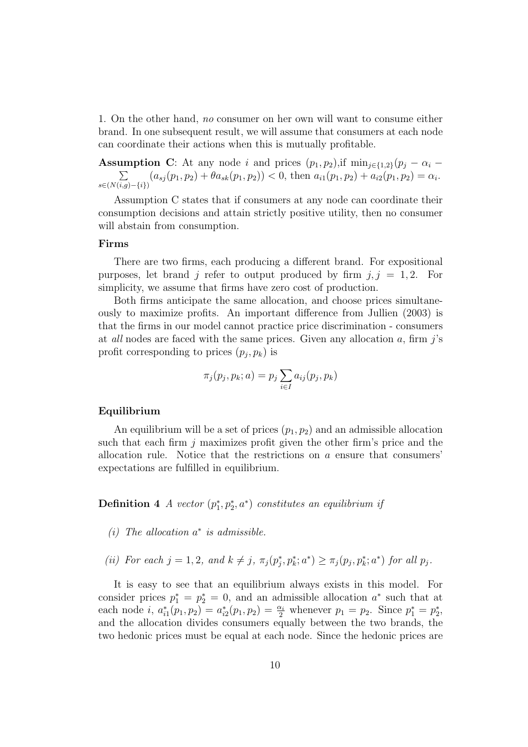1. On the other hand, *no* consumer on her own will want to consume either brand. In one subsequent result, we will assume that consumers at each node can coordinate their actions when this is mutually profitable.

**Assumption C**: At any node $i$ and prices $(p_1, p_2)$,if $\min_{j\in\{1,2\}}(p_j - \alpha_i - \sum_{s\in(N(i,g)-\{i\})}(a_{sj}(p_1,p_2) + \theta a_{sk}(p_1,p_2)) < 0$, then $a_{i1}(p_1,p_2) + a_{i2}(p_1,p_2) = \alpha_i$.

Assumption C states that if consumers at any node can coordinate their consumption decisions and attain strictly positive utility, then no consumer will abstain from consumption.

### Firms

There are two firms, each producing a different brand. For expositional purposes, let brand $j$ refer to output produced by firm $j, j = 1, 2$. For simplicity, we assume that firms have zero cost of production.

Both firms anticipate the same allocation, and choose prices simultaneously to maximize profits. An important difference from Jullien (2003) is that the firms in our model cannot practice price discrimination - consumers at *all* nodes are faced with the same prices. Given any allocation $a$, firm $j$'s profit corresponding to prices $(p_j, p_k)$ is

$$\pi_j(p_j, p_k; a) = p_j \sum_{i\in I} a_{ij}(p_j, p_k)$$

### Equilibrium

An equilibrium will be a set of prices $(p_1, p_2)$ and an admissible allocation such that each firm $j$ maximizes profit given the other firm's price and the allocation rule. Notice that the restrictions on $a$ ensure that consumers' expectations are fulfilled in equilibrium.

**Definition 4** *A vector $(p_1^*, p_2^*, a^*)$ constitutes an equilibrium if*

*(i) The allocation $a^*$ is admissible.*

*(ii) For each $j = 1, 2$, and $k \neq j$, $\pi_j(p_j^*, p_k^*; a^*) \geq \pi_j(p_j, p_k^*; a^*)$ for all $p_j$.*

It is easy to see that an equilibrium always exists in this model. For consider prices $p_1^* = p_2^* = 0$, and an admissible allocation $a^*$ such that at each node $i$, $a_{i1}^*(p_1, p_2) = a_{i2}^*(p_1, p_2) = \frac{\alpha_i}{2}$ whenever $p_1 = p_2$. Since $p_1^* = p_2^*$, and the allocation divides consumers equally between the two brands, the two hedonic prices must be equal at each node. Since the hedonic prices are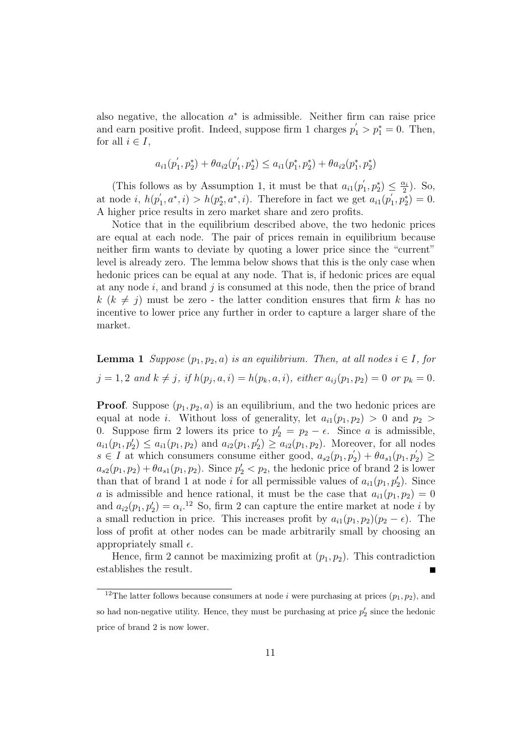also negative, the allocation $a^*$ is admissible. Neither firm can raise price and earn positive profit. Indeed, suppose firm 1 charges $p_1^{'} > p_1^* = 0$. Then, for all $i \in I$,

$$a_{i1}(p_1^{'}, p_2^*) + \theta a_{i2}(p_1^{'}, p_2^*) \leq a_{i1}(p_1^*, p_2^*) + \theta a_{i2}(p_1^*, p_2^*)$$

(This follows as by Assumption 1, it must be that $a_{i1}(p_1^{'}, p_2^*) \leq \frac{\alpha_i}{2}$). So, at node $i$, $h(p_1^{'}, a^*, i) > h(p_2^*, a^*, i)$. Therefore in fact we get $a_{i1}(p_1^{'}, p_2^*) = 0$. A higher price results in zero market share and zero profits.

Notice that in the equilibrium described above, the two hedonic prices are equal at each node. The pair of prices remain in equilibrium because neither firm wants to deviate by quoting a lower price since the "current" level is already zero. The lemma below shows that this is the only case when hedonic prices can be equal at any node. That is, if hedonic prices are equal at any node $i$, and brand $j$ is consumed at this node, then the price of brand $k$ ($k \neq j$) must be zero - the latter condition ensures that firm $k$ has no incentive to lower price any further in order to capture a larger share of the market.

**Lemma 1** *Suppose $(p_1, p_2, a)$ is an equilibrium. Then, at all nodes $i \in I$, for $j = 1, 2$ and $k \neq j$, if $h(p_j, a, i) = h(p_k, a, i)$, either $a_{ij}(p_1, p_2) = 0$ or $p_k = 0$.*

**Proof**. Suppose $(p_1, p_2, a)$ is an equilibrium, and the two hedonic prices are equal at node $i$. Without loss of generality, let $a_{i1}(p_1, p_2) > 0$ and $p_2 > 0$. Suppose firm 2 lowers its price to $p_2' = p_2 - \epsilon$. Since $a$ is admissible, $a_{i1}(p_1, p_2') \leq a_{i1}(p_1, p_2)$ and $a_{i2}(p_1, p_2') \geq a_{i2}(p_1, p_2)$. Moreover, for all nodes $s \in I$ at which consumers consume either good, $a_{s2}(p_1, p_2^{'}) + \theta a_{s1}(p_1, p_2^{'}) \geq a_{s2}(p_1, p_2) + \theta a_{s1}(p_1, p_2)$. Since $p_2' < p_2$, the hedonic price of brand 2 is lower than that of brand 1 at node $i$ for all permissible values of $a_{i1}(p_1, p_2')$. Since $a$ is admissible and hence rational, it must be the case that $a_{i1}(p_1, p_2) = 0$ and $a_{i2}(p_1, p_2') = \alpha_i$.[12] So, firm 2 can capture the entire market at node $i$ by a small reduction in price. This increases profit by $a_{i1}(p_1, p_2)(p_2 - \epsilon)$. The loss of profit at other nodes can be made arbitrarily small by choosing an appropriately small $\epsilon$.

Hence, firm 2 cannot be maximizing profit at $(p_1, p_2)$. This contradiction establishes the result. ∎

[12] The latter follows because consumers at node $i$ were purchasing at prices $(p_1, p_2)$, and so had non-negative utility. Hence, they must be purchasing at price $p_2'$ since the hedonic price of brand 2 is now lower.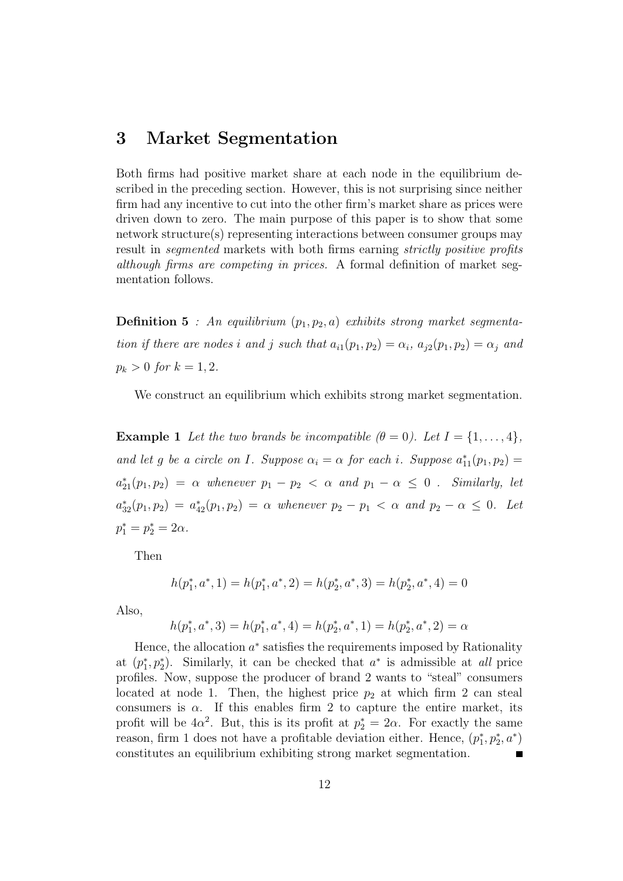## 3 Market Segmentation

Both firms had positive market share at each node in the equilibrium described in the preceding section. However, this is not surprising since neither firm had any incentive to cut into the other firm's market share as prices were driven down to zero. The main purpose of this paper is to show that some network structure(s) representing interactions between consumer groups may result in *segmented* markets with both firms earning *strictly positive profits although firms are competing in prices.* A formal definition of market segmentation follows.

**Definition 5** *: An equilibrium $(p_1, p_2, a)$ exhibits strong market segmentation if there are nodes $i$ and $j$ such that $a_{i1}(p_1, p_2) = \alpha_i$, $a_{j2}(p_1, p_2) = \alpha_j$ and $p_k > 0$ for $k = 1, 2$.*

We construct an equilibrium which exhibits strong market segmentation.

**Example 1** *Let the two brands be incompatible ($\theta = 0$). Let $I = \{1, \ldots, 4\}$, and let $g$ be a circle on $I$. Suppose $\alpha_i = \alpha$ for each $i$. Suppose $a^*_{11}(p_1, p_2) = a^*_{21}(p_1, p_2) = \alpha$ whenever $p_1 - p_2 < \alpha$ and $p_1 - \alpha \leq 0$ . Similarly, let $a^*_{32}(p_1, p_2) = a^*_{42}(p_1, p_2) = \alpha$ whenever $p_2 - p_1 < \alpha$ and $p_2 - \alpha \leq 0$. Let $p^*_1 = p^*_2 = 2\alpha$.*

Then

$$h(p^*_1, a^*, 1) = h(p^*_1, a^*, 2) = h(p^*_2, a^*, 3) = h(p^*_2, a^*, 4) = 0$$

Also,

$$h(p^*_1, a^*, 3) = h(p^*_1, a^*, 4) = h(p^*_2, a^*, 1) = h(p^*_2, a^*, 2) = \alpha$$

Hence, the allocation $a^*$ satisfies the requirements imposed by Rationality at $(p^*_1, p^*_2)$. Similarly, it can be checked that $a^*$ is admissible at *all* price profiles. Now, suppose the producer of brand 2 wants to "steal" consumers located at node 1. Then, the highest price $p_2$ at which firm 2 can steal consumers is $\alpha$. If this enables firm 2 to capture the entire market, its profit will be $4\alpha^2$. But, this is its profit at $p^*_2 = 2\alpha$. For exactly the same reason, firm 1 does not have a profitable deviation either. Hence, $(p^*_1, p^*_2, a^*)$ constitutes an equilibrium exhibiting strong market segmentation. ∎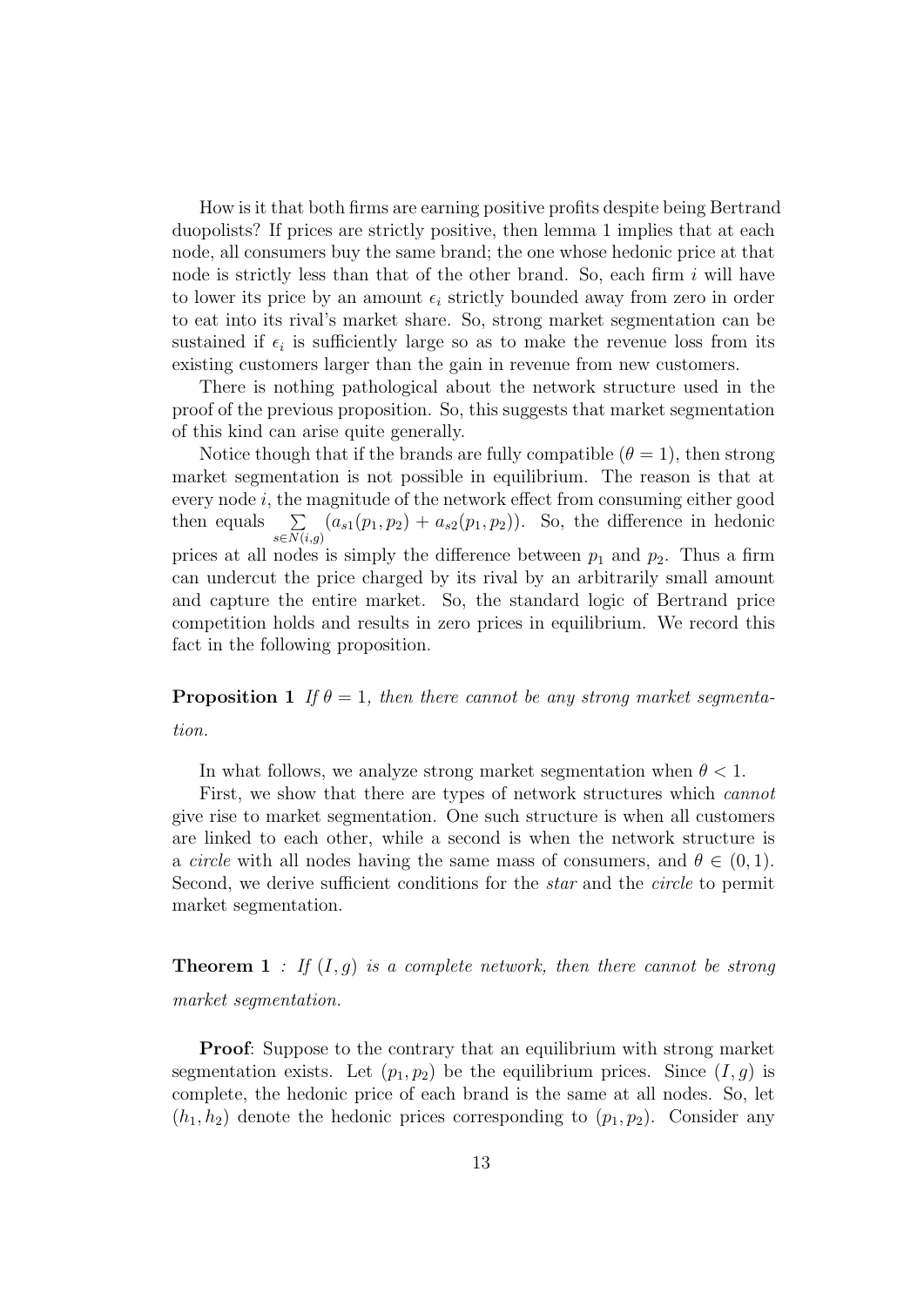How is it that both firms are earning positive profits despite being Bertrand duopolists? If prices are strictly positive, then lemma 1 implies that at each node, all consumers buy the same brand; the one whose hedonic price at that node is strictly less than that of the other brand. So, each firm $i$ will have to lower its price by an amount $\epsilon_i$ strictly bounded away from zero in order to eat into its rival's market share. So, strong market segmentation can be sustained if $\epsilon_i$ is sufficiently large so as to make the revenue loss from its existing customers larger than the gain in revenue from new customers.

There is nothing pathological about the network structure used in the proof of the previous proposition. So, this suggests that market segmentation of this kind can arise quite generally.

Notice though that if the brands are fully compatible ($\theta = 1$), then strong market segmentation is not possible in equilibrium. The reason is that at every node $i$, the magnitude of the network effect from consuming either good then equals $\sum\limits_{s \in N(i,g)} (a_{s1}(p_1, p_2) + a_{s2}(p_1, p_2))$. So, the difference in hedonic prices at all nodes is simply the difference between $p_1$ and $p_2$. Thus a firm can undercut the price charged by its rival by an arbitrarily small amount and capture the entire market. So, the standard logic of Bertrand price competition holds and results in zero prices in equilibrium. We record this fact in the following proposition.

**Proposition 1** *If $\theta = 1$, then there cannot be any strong market segmentation.*

In what follows, we analyze strong market segmentation when $\theta < 1$.

First, we show that there are types of network structures which *cannot* give rise to market segmentation. One such structure is when all customers are linked to each other, while a second is when the network structure is a *circle* with all nodes having the same mass of consumers, and $\theta \in (0, 1)$. Second, we derive sufficient conditions for the *star* and the *circle* to permit market segmentation.

**Theorem 1** *: If $(I, g)$ is a complete network, then there cannot be strong market segmentation.*

**Proof**: Suppose to the contrary that an equilibrium with strong market segmentation exists. Let $(p_1, p_2)$ be the equilibrium prices. Since $(I, g)$ is complete, the hedonic price of each brand is the same at all nodes. So, let $(h_1, h_2)$ denote the hedonic prices corresponding to $(p_1, p_2)$. Consider any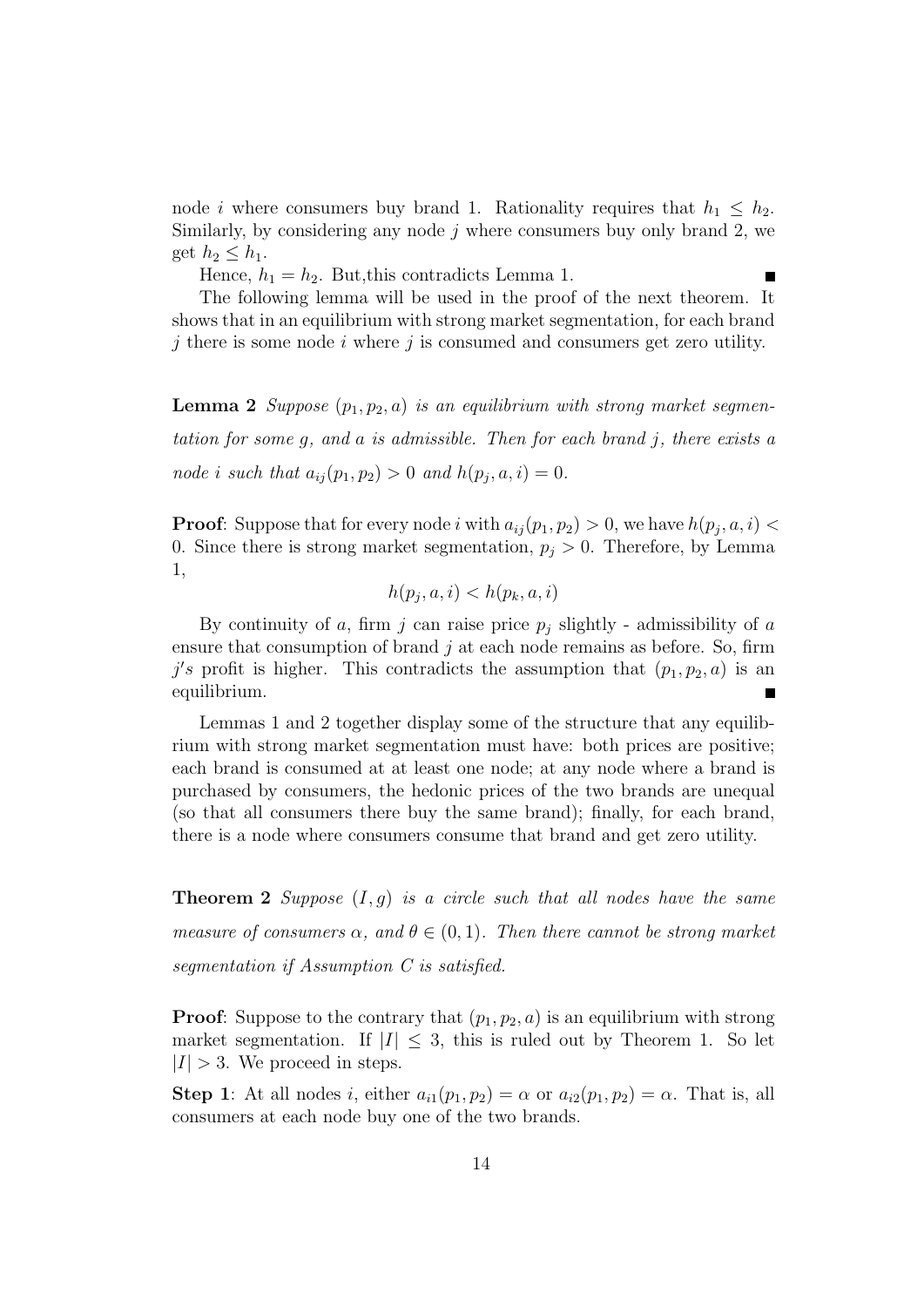node $i$ where consumers buy brand 1. Rationality requires that $h_1 \leq h_2$. Similarly, by considering any node $j$ where consumers buy only brand 2, we get $h_2 \leq h_1$.

Hence, $h_1 = h_2$. But,this contradicts Lemma 1. ∎

The following lemma will be used in the proof of the next theorem. It shows that in an equilibrium with strong market segmentation, for each brand $j$ there is some node $i$ where $j$ is consumed and consumers get zero utility.

**Lemma 2** *Suppose $(p_1, p_2, a)$ is an equilibrium with strong market segmentation for some $g$, and $a$ is admissible. Then for each brand $j$, there exists a node $i$ such that $a_{ij}(p_1, p_2) > 0$ and $h(p_j, a, i) = 0$.*

**Proof**: Suppose that for every node $i$ with $a_{ij}(p_1, p_2) > 0$, we have $h(p_j, a, i) < 0$. Since there is strong market segmentation, $p_j > 0$. Therefore, by Lemma 1,

$$h(p_j, a, i) < h(p_k, a, i)$$

By continuity of $a$, firm $j$ can raise price $p_j$ slightly - admissibility of $a$ ensure that consumption of brand $j$ at each node remains as before. So, firm $j's$ profit is higher. This contradicts the assumption that $(p_1, p_2, a)$ is an equilibrium. ∎

Lemmas 1 and 2 together display some of the structure that any equilibrium with strong market segmentation must have: both prices are positive; each brand is consumed at at least one node; at any node where a brand is purchased by consumers, the hedonic prices of the two brands are unequal (so that all consumers there buy the same brand); finally, for each brand, there is a node where consumers consume that brand and get zero utility.

**Theorem 2** *Suppose $(I, g)$ is a circle such that all nodes have the same measure of consumers $\alpha$, and $\theta \in (0, 1)$. Then there cannot be strong market segmentation if Assumption C is satisfied.*

**Proof**: Suppose to the contrary that $(p_1, p_2, a)$ is an equilibrium with strong market segmentation. If $|I| \leq 3$, this is ruled out by Theorem 1. So let $|I| > 3$. We proceed in steps.

**Step 1**: At all nodes $i$, either $a_{i1}(p_1, p_2) = \alpha$ or $a_{i2}(p_1, p_2) = \alpha$. That is, all consumers at each node buy one of the two brands.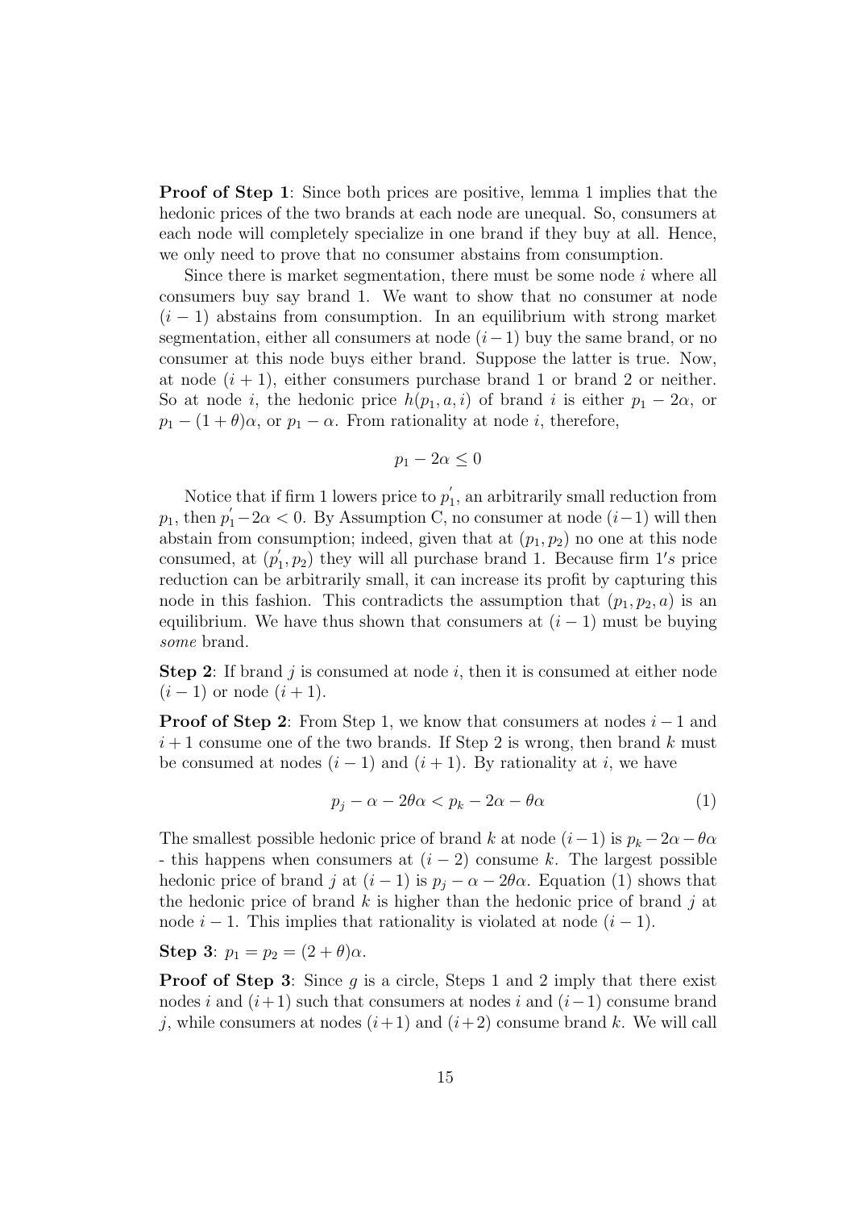**Proof of Step 1**: Since both prices are positive, lemma 1 implies that the hedonic prices of the two brands at each node are unequal. So, consumers at each node will completely specialize in one brand if they buy at all. Hence, we only need to prove that no consumer abstains from consumption.

Since there is market segmentation, there must be some node $i$ where all consumers buy say brand 1. We want to show that no consumer at node $(i-1)$ abstains from consumption. In an equilibrium with strong market segmentation, either all consumers at node $(i-1)$ buy the same brand, or no consumer at this node buys either brand. Suppose the latter is true. Now, at node $(i+1)$, either consumers purchase brand 1 or brand 2 or neither. So at node $i$, the hedonic price $h(p_1, a, i)$ of brand $i$ is either $p_1 - 2\alpha$, or $p_1 - (1+\theta)\alpha$, or $p_1 - \alpha$. From rationality at node $i$, therefore,

$$p_1 - 2\alpha \leq 0$$

Notice that if firm 1 lowers price to $p_1'$, an arbitrarily small reduction from $p_1$, then $p_1' - 2\alpha < 0$. By Assumption C, no consumer at node $(i-1)$ will then abstain from consumption; indeed, given that at $(p_1, p_2)$ no one at this node consumed, at $(p_1', p_2)$ they will all purchase brand 1. Because firm $1's$ price reduction can be arbitrarily small, it can increase its profit by capturing this node in this fashion. This contradicts the assumption that $(p_1, p_2, a)$ is an equilibrium. We have thus shown that consumers at $(i-1)$ must be buying *some* brand.

**Step 2**: If brand $j$ is consumed at node $i$, then it is consumed at either node $(i-1)$ or node $(i+1)$.

**Proof of Step 2**: From Step 1, we know that consumers at nodes $i-1$ and $i+1$ consume one of the two brands. If Step 2 is wrong, then brand $k$ must be consumed at nodes $(i-1)$ and $(i+1)$. By rationality at $i$, we have

$$p_j - \alpha - 2\theta\alpha < p_k - 2\alpha - \theta\alpha \tag{1}$$

The smallest possible hedonic price of brand $k$ at node $(i-1)$ is $p_k - 2\alpha - \theta\alpha$ - this happens when consumers at $(i-2)$ consume $k$. The largest possible hedonic price of brand $j$ at $(i-1)$ is $p_j - \alpha - 2\theta\alpha$. Equation (1) shows that the hedonic price of brand $k$ is higher than the hedonic price of brand $j$ at node $i-1$. This implies that rationality is violated at node $(i-1)$.

**Step 3**: $p_1 = p_2 = (2+\theta)\alpha$.

**Proof of Step 3**: Since $g$ is a circle, Steps 1 and 2 imply that there exist nodes $i$ and $(i+1)$ such that consumers at nodes $i$ and $(i-1)$ consume brand $j$, while consumers at nodes $(i+1)$ and $(i+2)$ consume brand $k$. We will call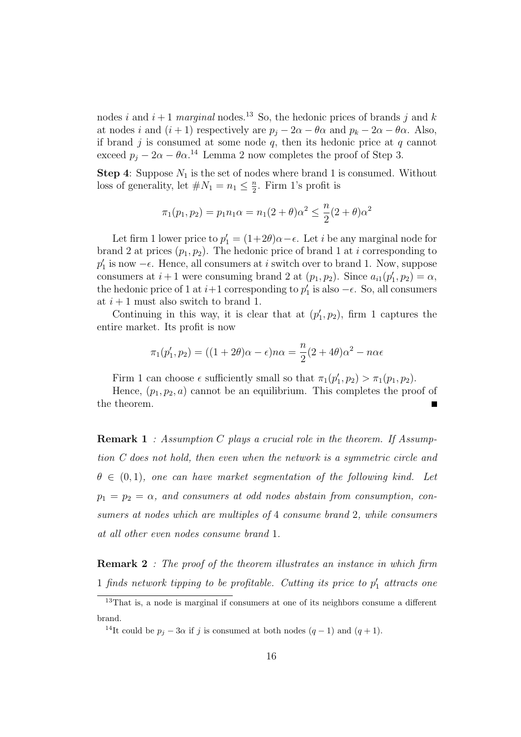nodes $i$ and $i+1$ *marginal* nodes.[13] So, the hedonic prices of brands $j$ and $k$ at nodes $i$ and $(i+1)$ respectively are $p_j - 2\alpha - \theta\alpha$ and $p_k - 2\alpha - \theta\alpha$. Also, if brand $j$ is consumed at some node $q$, then its hedonic price at $q$ cannot exceed $p_j - 2\alpha - \theta\alpha$.[14] Lemma 2 now completes the proof of Step 3.

**Step 4**: Suppose $N_1$ is the set of nodes where brand 1 is consumed. Without loss of generality, let $\#N_1 = n_1 \leq \frac{n}{2}$. Firm 1's profit is

$$\pi_1(p_1, p_2) = p_1 n_1 \alpha = n_1(2+\theta)\alpha^2 \leq \frac{n}{2}(2+\theta)\alpha^2$$

Let firm 1 lower price to $p_1' = (1+2\theta)\alpha - \epsilon$. Let $i$ be any marginal node for brand 2 at prices $(p_1, p_2)$. The hedonic price of brand 1 at $i$ corresponding to $p_1'$ is now $-\epsilon$. Hence, all consumers at $i$ switch over to brand 1. Now, suppose consumers at $i+1$ were consuming brand 2 at $(p_1, p_2)$. Since $a_{i1}(p_1', p_2) = \alpha$, the hedonic price of 1 at $i+1$ corresponding to $p_1'$ is also $-\epsilon$. So, all consumers at $i+1$ must also switch to brand 1.

Continuing in this way, it is clear that at $(p_1', p_2)$, firm 1 captures the entire market. Its profit is now

$$\pi_1(p_1', p_2) = ((1+2\theta)\alpha - \epsilon)n\alpha = \frac{n}{2}(2+4\theta)\alpha^2 - n\alpha\epsilon$$

Firm 1 can choose $\epsilon$ sufficiently small so that $\pi_1(p_1', p_2) > \pi_1(p_1, p_2)$.

Hence, $(p_1, p_2, a)$ cannot be an equilibrium. This completes the proof of the theorem. ∎

**Remark 1** : *Assumption C plays a crucial role in the theorem. If Assumption C does not hold, then even when the network is a symmetric circle and $\theta \in (0,1)$, one can have market segmentation of the following kind. Let $p_1 = p_2 = \alpha$, and consumers at odd nodes abstain from consumption, consumers at nodes which are multiples of 4 consume brand 2, while consumers at all other even nodes consume brand 1.*

**Remark 2** : *The proof of the theorem illustrates an instance in which firm 1 finds network tipping to be profitable. Cutting its price to $p_1'$ attracts one*

[13] That is, a node is marginal if consumers at one of its neighbors consume a different brand.

[14] It could be $p_j - 3\alpha$ if $j$ is consumed at both nodes $(q-1)$ and $(q+1)$.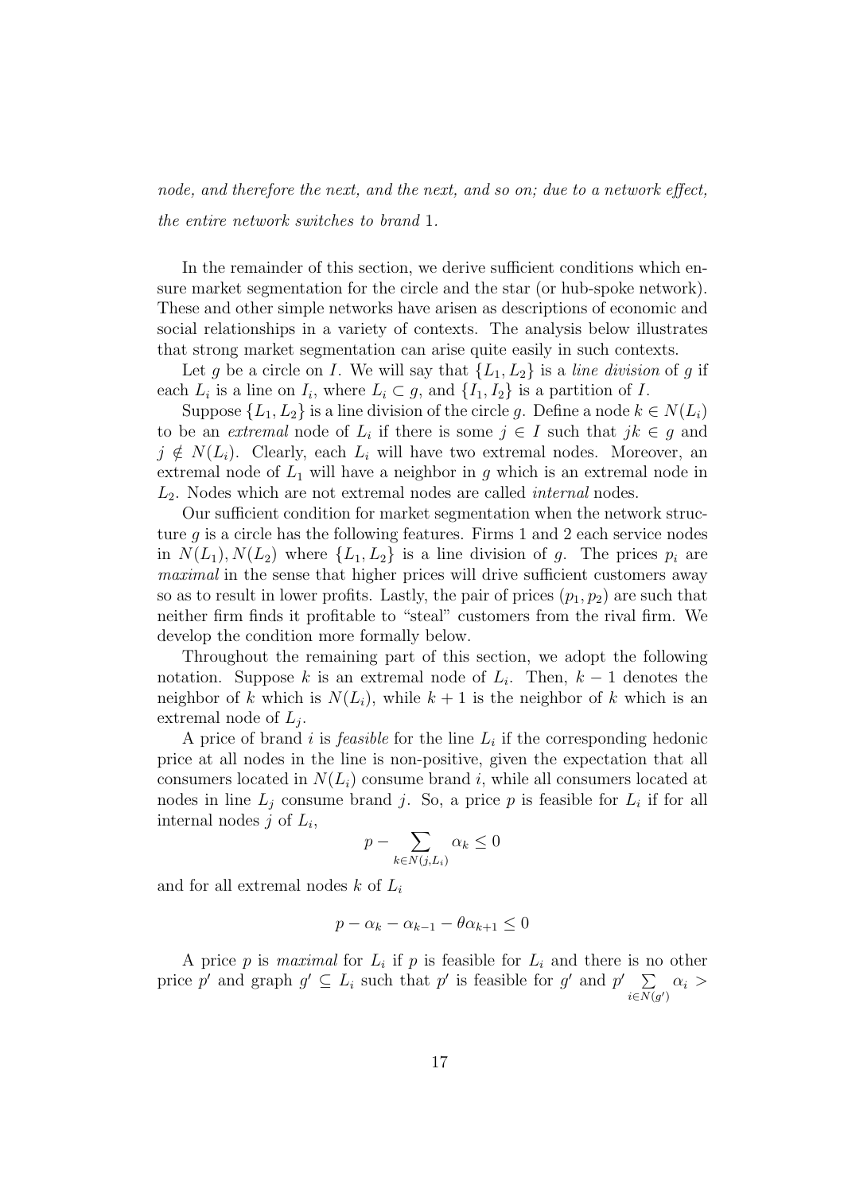*node, and therefore the next, and the next, and so on; due to a network effect, the entire network switches to brand* 1.

In the remainder of this section, we derive sufficient conditions which ensure market segmentation for the circle and the star (or hub-spoke network). These and other simple networks have arisen as descriptions of economic and social relationships in a variety of contexts. The analysis below illustrates that strong market segmentation can arise quite easily in such contexts.

Let $g$ be a circle on $I$. We will say that $\{L_1, L_2\}$ is a *line division* of $g$ if each $L_i$ is a line on $I_i$, where $L_i \subset g$, and $\{I_1, I_2\}$ is a partition of $I$.

Suppose $\{L_1, L_2\}$ is a line division of the circle $g$. Define a node $k \in N(L_i)$ to be an *extremal* node of $L_i$ if there is some $j \in I$ such that $jk \in g$ and $j \notin N(L_i)$. Clearly, each $L_i$ will have two extremal nodes. Moreover, an extremal node of $L_1$ will have a neighbor in $g$ which is an extremal node in $L_2$. Nodes which are not extremal nodes are called *internal* nodes.

Our sufficient condition for market segmentation when the network structure $g$ is a circle has the following features. Firms 1 and 2 each service nodes in $N(L_1), N(L_2)$ where $\{L_1, L_2\}$ is a line division of $g$. The prices $p_i$ are *maximal* in the sense that higher prices will drive sufficient customers away so as to result in lower profits. Lastly, the pair of prices $(p_1, p_2)$ are such that neither firm finds it profitable to "steal" customers from the rival firm. We develop the condition more formally below.

Throughout the remaining part of this section, we adopt the following notation. Suppose $k$ is an extremal node of $L_i$. Then, $k-1$ denotes the neighbor of $k$ which is $N(L_i)$, while $k+1$ is the neighbor of $k$ which is an extremal node of $L_j$.

A price of brand $i$ is *feasible* for the line $L_i$ if the corresponding hedonic price at all nodes in the line is non-positive, given the expectation that all consumers located in $N(L_i)$ consume brand $i$, while all consumers located at nodes in line $L_j$ consume brand $j$. So, a price $p$ is feasible for $L_i$ if for all internal nodes $j$ of $L_i$,

$$p - \sum_{k \in N(j, L_i)} \alpha_k \leq 0$$

and for all extremal nodes $k$ of $L_i$

$$p - \alpha_k - \alpha_{k-1} - \theta \alpha_{k+1} \leq 0$$

A price $p$ is *maximal* for $L_i$ if $p$ is feasible for $L_i$ and there is no other price $p'$ and graph $g' \subseteq L_i$ such that $p'$ is feasible for $g'$ and $p' \sum_{i \in N(g')} \alpha_i >$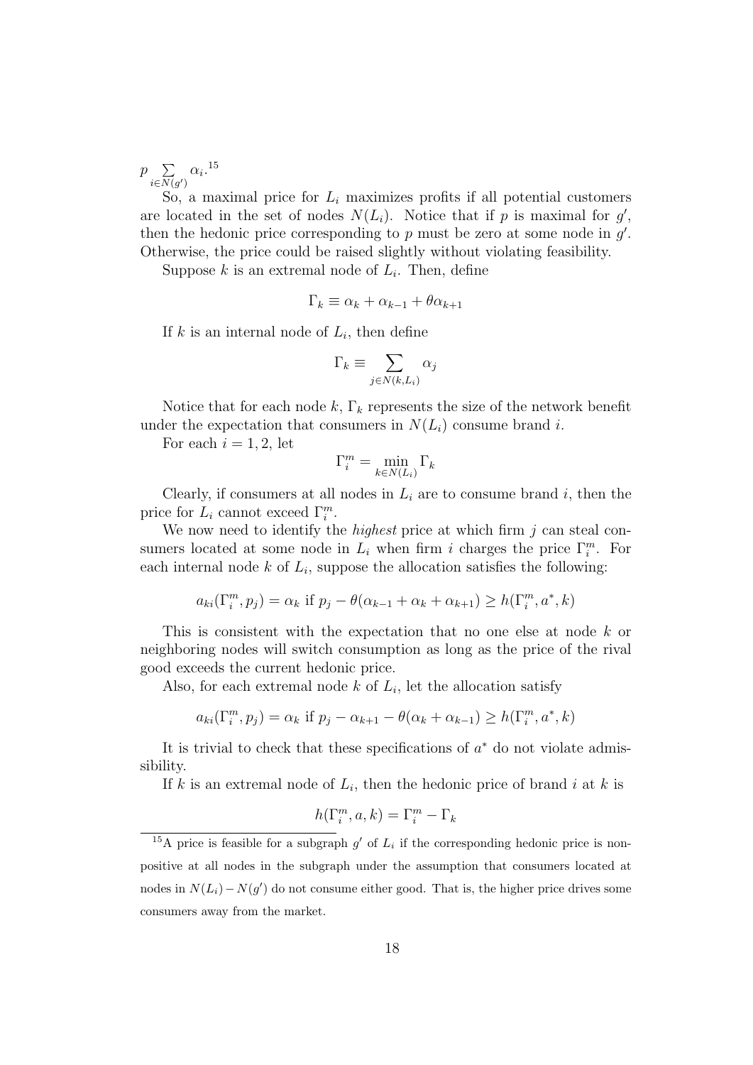$p \sum_{i \in N(g')} \alpha_i$.[15]

So, a maximal price for $L_i$ maximizes profits if all potential customers are located in the set of nodes $N(L_i)$. Notice that if $p$ is maximal for $g'$, then the hedonic price corresponding to $p$ must be zero at some node in $g'$. Otherwise, the price could be raised slightly without violating feasibility.

Suppose $k$ is an extremal node of $L_i$. Then, define

$$\Gamma_k \equiv \alpha_k + \alpha_{k-1} + \theta \alpha_{k+1}$$

If $k$ is an internal node of $L_i$, then define

$$\Gamma_k \equiv \sum_{j \in N(k, L_i)} \alpha_j$$

Notice that for each node $k$, $\Gamma_k$ represents the size of the network benefit under the expectation that consumers in $N(L_i)$ consume brand $i$.

For each $i = 1, 2$, let

$$\Gamma_i^m = \min_{k \in N(L_i)} \Gamma_k$$

Clearly, if consumers at all nodes in $L_i$ are to consume brand $i$, then the price for $L_i$ cannot exceed $\Gamma_i^m$.

We now need to identify the *highest* price at which firm $j$ can steal consumers located at some node in $L_i$ when firm $i$ charges the price $\Gamma_i^m$. For each internal node $k$ of $L_i$, suppose the allocation satisfies the following:

$$a_{ki}(\Gamma_i^m, p_j) = \alpha_k \text{ if } p_j - \theta(\alpha_{k-1} + \alpha_k + \alpha_{k+1}) \geq h(\Gamma_i^m, a^*, k)$$

This is consistent with the expectation that no one else at node $k$ or neighboring nodes will switch consumption as long as the price of the rival good exceeds the current hedonic price.

Also, for each extremal node $k$ of $L_i$, let the allocation satisfy

$$a_{ki}(\Gamma_i^m, p_j) = \alpha_k \text{ if } p_j - \alpha_{k+1} - \theta(\alpha_k + \alpha_{k-1}) \geq h(\Gamma_i^m, a^*, k)$$

It is trivial to check that these specifications of $a^*$ do not violate admissibility.

If $k$ is an extremal node of $L_i$, then the hedonic price of brand $i$ at $k$ is

$$h(\Gamma_i^m, a, k) = \Gamma_i^m - \Gamma_k$$

---

[15] A price is feasible for a subgraph $g'$ of $L_i$ if the corresponding hedonic price is nonpositive at all nodes in the subgraph under the assumption that consumers located at nodes in $N(L_i) - N(g')$ do not consume either good. That is, the higher price drives some consumers away from the market.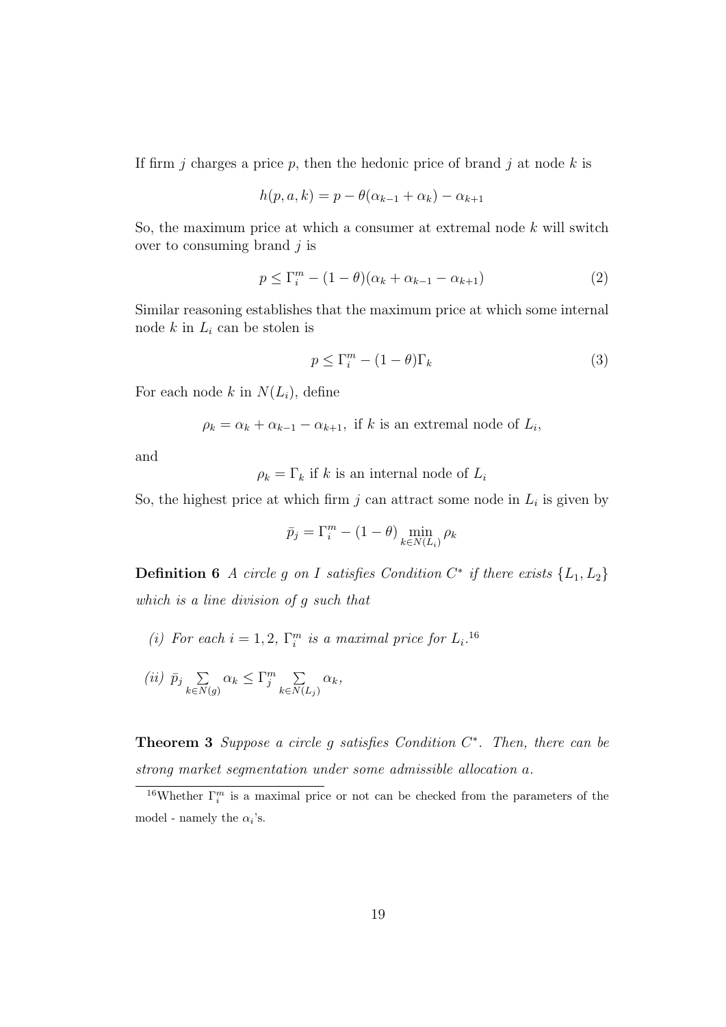If firm $j$ charges a price $p$, then the hedonic price of brand $j$ at node $k$ is

$$h(p, a, k) = p - \theta(\alpha_{k-1} + \alpha_k) - \alpha_{k+1}$$

So, the maximum price at which a consumer at extremal node $k$ will switch over to consuming brand $j$ is

$$p \leq \Gamma_i^m - (1 - \theta)(\alpha_k + \alpha_{k-1} - \alpha_{k+1}) \tag{2}$$

Similar reasoning establishes that the maximum price at which some internal node $k$ in $L_i$ can be stolen is

$$p \leq \Gamma_i^m - (1 - \theta)\Gamma_k \tag{3}$$

For each node $k$ in $N(L_i)$, define

$$\rho_k = \alpha_k + \alpha_{k-1} - \alpha_{k+1}, \text{ if } k \text{ is an extremal node of } L_i,$$

and

$$\rho_k = \Gamma_k \text{ if } k \text{ is an internal node of } L_i$$

So, the highest price at which firm $j$ can attract some node in $L_i$ is given by

$$\bar{p}_j = \Gamma_i^m - (1 - \theta) \min_{k \in N(L_i)} \rho_k$$

**Definition 6** *A circle $g$ on $I$ satisfies Condition $C^*$ if there exists $\{L_1, L_2\}$ which is a line division of $g$ such that*

*(i) For each $i = 1, 2$, $\Gamma_i^m$ is a maximal price for $L_i$.*[16]

*(ii) $\bar{p}_j \sum_{k \in N(g)} \alpha_k \leq \Gamma_j^m \sum_{k \in N(L_j)} \alpha_k$,*

**Theorem 3** *Suppose a circle $g$ satisfies Condition $C^*$. Then, there can be strong market segmentation under some admissible allocation $a$.*

[16] Whether $\Gamma_i^m$ is a maximal price or not can be checked from the parameters of the model - namely the $\alpha_i$'s.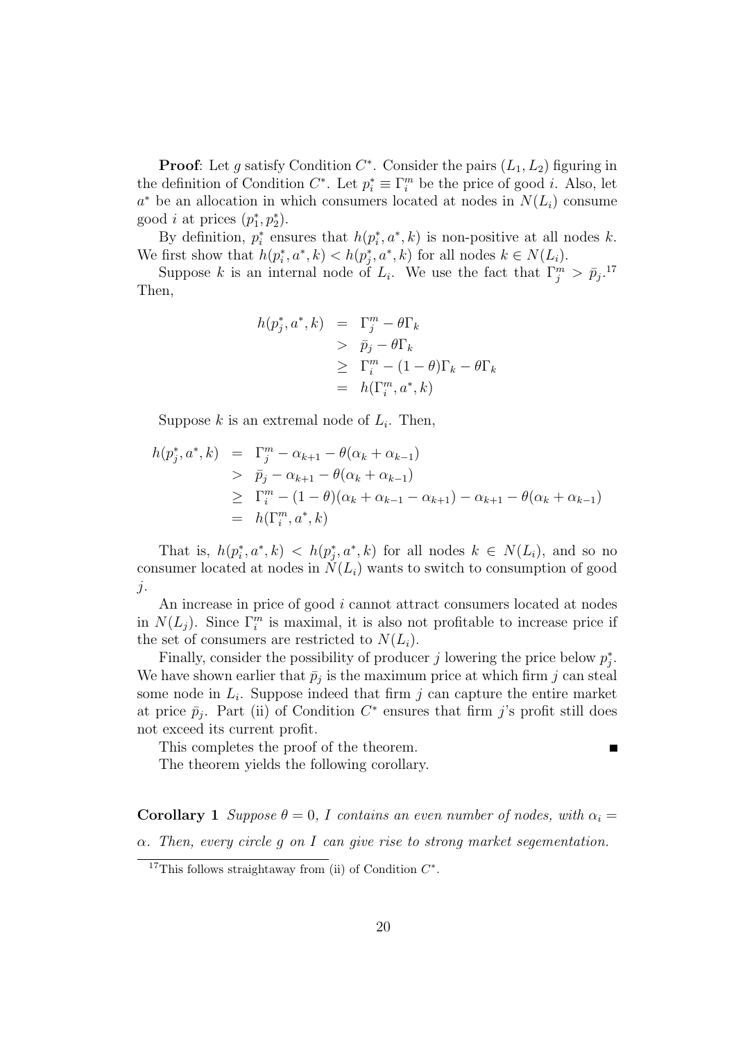**Proof**: Let $g$ satisfy Condition $C^*$. Consider the pairs $(L_1, L_2)$ figuring in the definition of Condition $C^*$. Let $p_i^* \equiv \Gamma_i^m$ be the price of good $i$. Also, let $a^*$ be an allocation in which consumers located at nodes in $N(L_i)$ consume good $i$ at prices $(p_1^*, p_2^*)$.

By definition, $p_i^*$ ensures that $h(p_i^*, a^*, k)$ is non-positive at all nodes $k$. We first show that $h(p_i^*, a^*, k) < h(p_j^*, a^*, k)$ for all nodes $k \in N(L_i)$.

Suppose $k$ is an internal node of $L_i$. We use the fact that $\Gamma_j^m > \bar{p}_j$.[17] Then,

$$\begin{aligned}
h(p_j^*, a^*, k) &= \Gamma_j^m - \theta\Gamma_k \\
&> \bar{p}_j - \theta\Gamma_k \\
&\geq \Gamma_i^m - (1-\theta)\Gamma_k - \theta\Gamma_k \\
&= h(\Gamma_i^m, a^*, k)
\end{aligned}$$

Suppose $k$ is an extremal node of $L_i$. Then,

$$\begin{aligned}
h(p_j^*, a^*, k) &= \Gamma_j^m - \alpha_{k+1} - \theta(\alpha_k + \alpha_{k-1}) \\
&> \bar{p}_j - \alpha_{k+1} - \theta(\alpha_k + \alpha_{k-1}) \\
&\geq \Gamma_i^m - (1-\theta)(\alpha_k + \alpha_{k-1} - \alpha_{k+1}) - \alpha_{k+1} - \theta(\alpha_k + \alpha_{k-1}) \\
&= h(\Gamma_i^m, a^*, k)
\end{aligned}$$

That is, $h(p_i^*, a^*, k) < h(p_j^*, a^*, k)$ for all nodes $k \in N(L_i)$, and so no consumer located at nodes in $N(L_i)$ wants to switch to consumption of good $j$.

An increase in price of good $i$ cannot attract consumers located at nodes in $N(L_j)$. Since $\Gamma_i^m$ is maximal, it is also not profitable to increase price if the set of consumers are restricted to $N(L_i)$.

Finally, consider the possibility of producer $j$ lowering the price below $p_j^*$. We have shown earlier that $\bar{p}_j$ is the maximum price at which firm $j$ can steal some node in $L_i$. Suppose indeed that firm $j$ can capture the entire market at price $\bar{p}_j$. Part (ii) of Condition $C^*$ ensures that firm $j$'s profit still does not exceed its current profit.

This completes the proof of the theorem. ∎

The theorem yields the following corollary.

**Corollary 1** *Suppose $\theta = 0$, $I$ contains an even number of nodes, with $\alpha_i = \alpha$. Then, every circle $g$ on $I$ can give rise to strong market segementation.*

[17] This follows straightaway from (ii) of Condition $C^*$.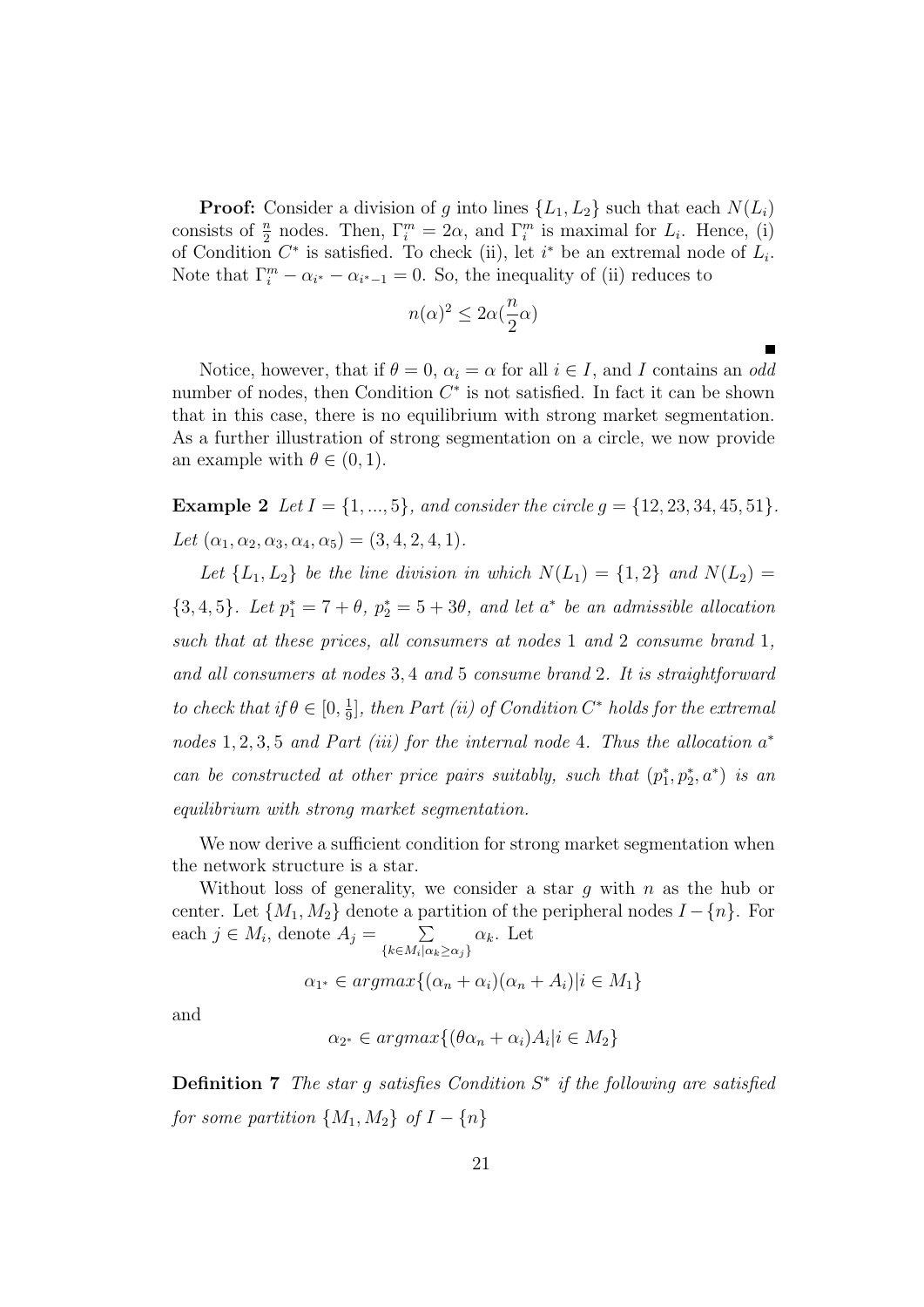**Proof:** Consider a division of $g$ into lines $\{L_1, L_2\}$ such that each $N(L_i)$ consists of $\frac{n}{2}$ nodes. Then, $\Gamma_i^m = 2\alpha$, and $\Gamma_i^m$ is maximal for $L_i$. Hence, (i) of Condition $C^*$ is satisfied. To check (ii), let $i^*$ be an extremal node of $L_i$. Note that $\Gamma_i^m - \alpha_{i^*} - \alpha_{i^*-1} = 0$. So, the inequality of (ii) reduces to

$$n(\alpha)^2 \leq 2\alpha(\frac{n}{2}\alpha)$$

■

Notice, however, that if $\theta = 0$, $\alpha_i = \alpha$ for all $i \in I$, and $I$ contains an *odd* number of nodes, then Condition $C^*$ is not satisfied. In fact it can be shown that in this case, there is no equilibrium with strong market segmentation. As a further illustration of strong segmentation on a circle, we now provide an example with $\theta \in (0, 1)$.

**Example 2** *Let $I = \{1, ..., 5\}$, and consider the circle $g = \{12, 23, 34, 45, 51\}$. Let $(\alpha_1, \alpha_2, \alpha_3, \alpha_4, \alpha_5) = (3, 4, 2, 4, 1)$.*

*Let $\{L_1, L_2\}$ be the line division in which $N(L_1) = \{1, 2\}$ and $N(L_2) = \{3, 4, 5\}$. Let $p_1^* = 7 + \theta$, $p_2^* = 5 + 3\theta$, and let $a^*$ be an admissible allocation such that at these prices, all consumers at nodes 1 and 2 consume brand 1, and all consumers at nodes 3, 4 and 5 consume brand 2. It is straightforward to check that if $\theta \in [0, \frac{1}{9}]$, then Part (ii) of Condition $C^*$ holds for the extremal nodes 1, 2, 3, 5 and Part (iii) for the internal node 4. Thus the allocation $a^*$ can be constructed at other price pairs suitably, such that $(p_1^*, p_2^*, a^*)$ is an equilibrium with strong market segmentation.*

We now derive a sufficient condition for strong market segmentation when the network structure is a star.

Without loss of generality, we consider a star $g$ with $n$ as the hub or center. Let $\{M_1, M_2\}$ denote a partition of the peripheral nodes $I - \{n\}$. For each $j \in M_i$, denote $A_j = \sum_{\{k \in M_i | \alpha_k \geq \alpha_j\}} \alpha_k$. Let

$$\alpha_{1^*} \in argmax\{(\alpha_n + \alpha_i)(\alpha_n + A_i) | i \in M_1\}$$

and

$$\alpha_{2^*} \in argmax\{(\theta\alpha_n + \alpha_i)A_i | i \in M_2\}$$

**Definition 7** *The star $g$ satisfies Condition $S^*$ if the following are satisfied for some partition $\{M_1, M_2\}$ of $I - \{n\}$*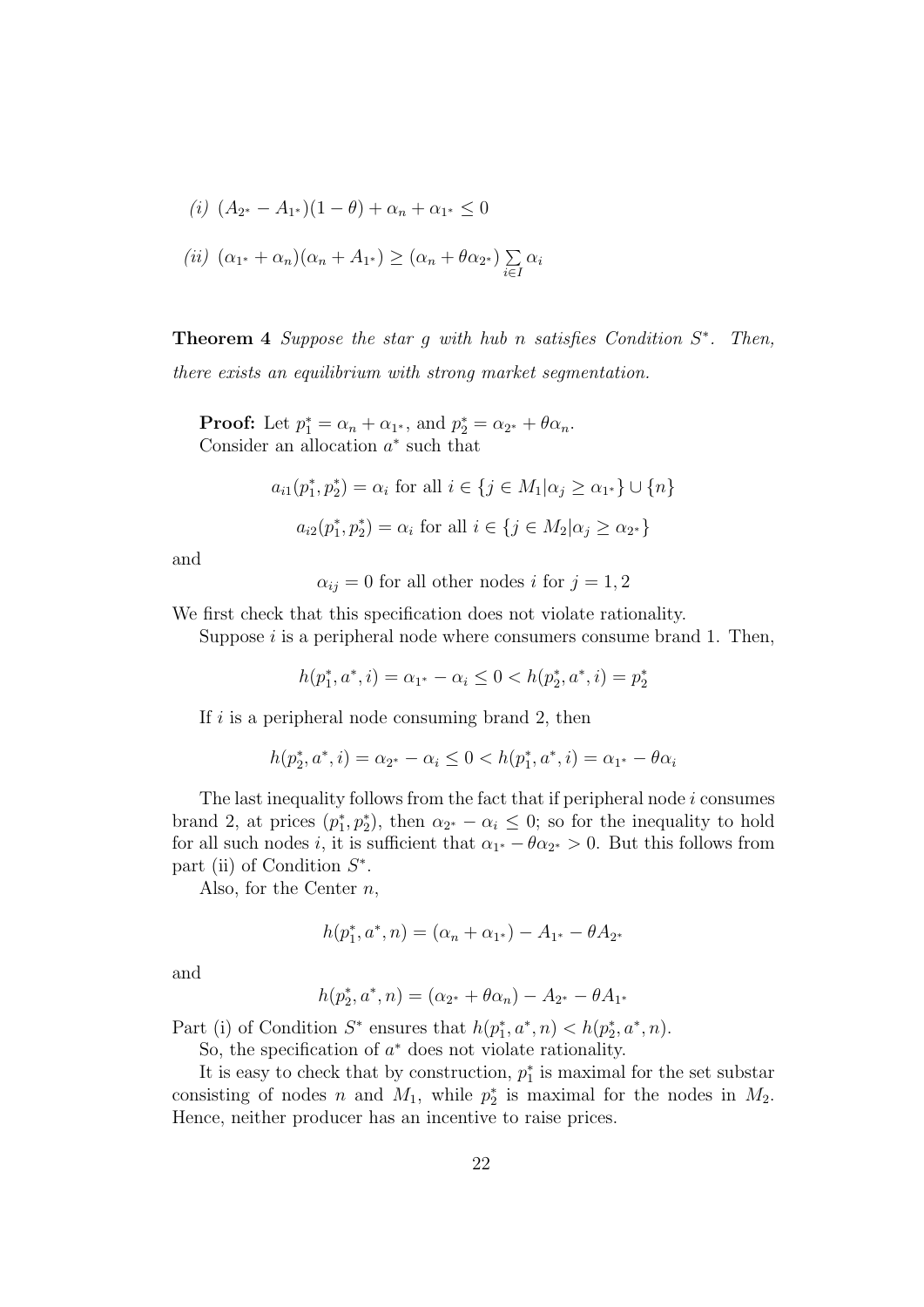*(i)* $(A_{2^*} - A_{1^*})(1-\theta) + \alpha_n + \alpha_{1^*} \leq 0$

*(ii)* $(\alpha_{1^*} + \alpha_n)(\alpha_n + A_{1^*}) \geq (\alpha_n + \theta\alpha_{2^*}) \sum_{i \in I} \alpha_i$

**Theorem 4** *Suppose the star $g$ with hub $n$ satisfies Condition $S^*$. Then, there exists an equilibrium with strong market segmentation.*

**Proof:** Let $p_1^* = \alpha_n + \alpha_{1^*}$, and $p_2^* = \alpha_{2^*} + \theta\alpha_n$.
Consider an allocation $a^*$ such that

$$a_{i1}(p_1^*, p_2^*) = \alpha_i \text{ for all } i \in \{j \in M_1 | \alpha_j \geq \alpha_{1^*}\} \cup \{n\}$$

$$a_{i2}(p_1^*, p_2^*) = \alpha_i \text{ for all } i \in \{j \in M_2 | \alpha_j \geq \alpha_{2^*}\}$$

and

$$\alpha_{ij} = 0 \text{ for all other nodes } i \text{ for } j = 1, 2$$

We first check that this specification does not violate rationality.

Suppose $i$ is a peripheral node where consumers consume brand 1. Then,

$$h(p_1^*, a^*, i) = \alpha_{1^*} - \alpha_i \leq 0 < h(p_2^*, a^*, i) = p_2^*$$

If $i$ is a peripheral node consuming brand 2, then

$$h(p_2^*, a^*, i) = \alpha_{2^*} - \alpha_i \leq 0 < h(p_1^*, a^*, i) = \alpha_{1^*} - \theta\alpha_i$$

The last inequality follows from the fact that if peripheral node $i$ consumes brand 2, at prices $(p_1^*, p_2^*)$, then $\alpha_{2^*} - \alpha_i \leq 0$; so for the inequality to hold for all such nodes $i$, it is sufficient that $\alpha_{1^*} - \theta\alpha_{2^*} > 0$. But this follows from part (ii) of Condition $S^*$.

Also, for the Center $n$,

$$h(p_1^*, a^*, n) = (\alpha_n + \alpha_{1^*}) - A_{1^*} - \theta A_{2^*}$$

and

$$h(p_2^*, a^*, n) = (\alpha_{2^*} + \theta\alpha_n) - A_{2^*} - \theta A_{1^*}$$

Part (i) of Condition $S^*$ ensures that $h(p_1^*, a^*, n) < h(p_2^*, a^*, n)$.

So, the specification of $a^*$ does not violate rationality.

It is easy to check that by construction, $p_1^*$ is maximal for the set substar consisting of nodes $n$ and $M_1$, while $p_2^*$ is maximal for the nodes in $M_2$. Hence, neither producer has an incentive to raise prices.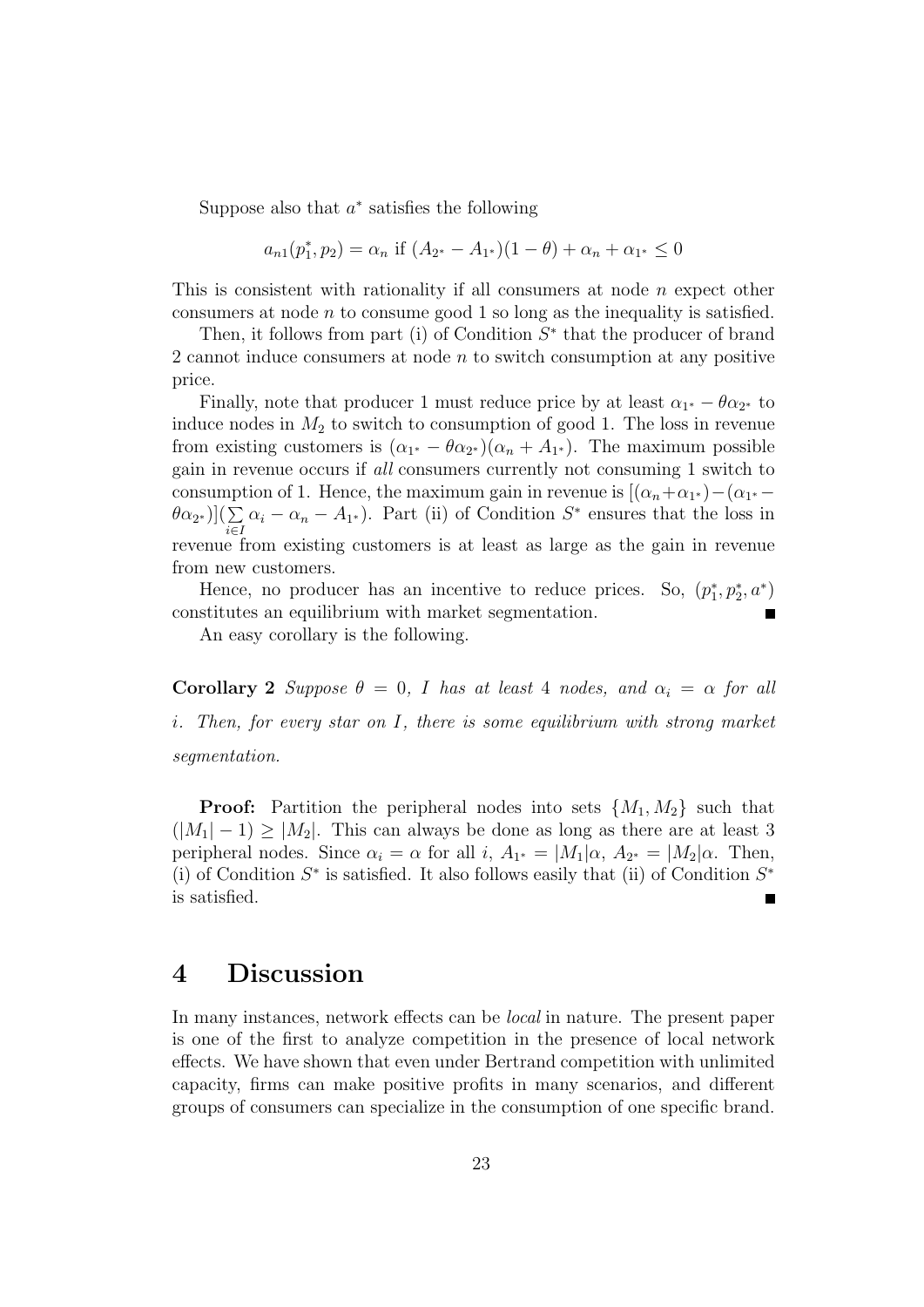Suppose also that $a^*$ satisfies the following

$$a_{n1}(p_1^*, p_2) = \alpha_n \text{ if } (A_{2^*} - A_{1^*})(1-\theta) + \alpha_n + \alpha_{1^*} \leq 0$$

This is consistent with rationality if all consumers at node $n$ expect other consumers at node $n$ to consume good 1 so long as the inequality is satisfied.

Then, it follows from part (i) of Condition $S^*$ that the producer of brand 2 cannot induce consumers at node $n$ to switch consumption at any positive price.

Finally, note that producer 1 must reduce price by at least $\alpha_{1^*} - \theta\alpha_{2^*}$ to induce nodes in $M_2$ to switch to consumption of good 1. The loss in revenue from existing customers is $(\alpha_{1^*} - \theta\alpha_{2^*})(\alpha_n + A_{1^*})$. The maximum possible gain in revenue occurs if *all* consumers currently not consuming 1 switch to consumption of 1. Hence, the maximum gain in revenue is $[(\alpha_n + \alpha_{1^*}) - (\alpha_{1^*} - \theta\alpha_{2^*})](\sum_{i \in I} \alpha_i - \alpha_n - A_{1^*})$. Part (ii) of Condition $S^*$ ensures that the loss in revenue from existing customers is at least as large as the gain in revenue from new customers.

Hence, no producer has an incentive to reduce prices. So, $(p_1^*, p_2^*, a^*)$ constitutes an equilibrium with market segmentation. ■

An easy corollary is the following.

**Corollary 2** *Suppose $\theta = 0$, $I$ has at least 4 nodes, and $\alpha_i = \alpha$ for all $i$. Then, for every star on $I$, there is some equilibrium with strong market segmentation.*

**Proof:** Partition the peripheral nodes into sets $\{M_1, M_2\}$ such that $(|M_1| - 1) \geq |M_2|$. This can always be done as long as there are at least 3 peripheral nodes. Since $\alpha_i = \alpha$ for all $i$, $A_{1^*} = |M_1|\alpha$, $A_{2^*} = |M_2|\alpha$. Then, (i) of Condition $S^*$ is satisfied. It also follows easily that (ii) of Condition $S^*$ is satisfied. ■

# 4 Discussion

In many instances, network effects can be *local* in nature. The present paper is one of the first to analyze competition in the presence of local network effects. We have shown that even under Bertrand competition with unlimited capacity, firms can make positive profits in many scenarios, and different groups of consumers can specialize in the consumption of one specific brand.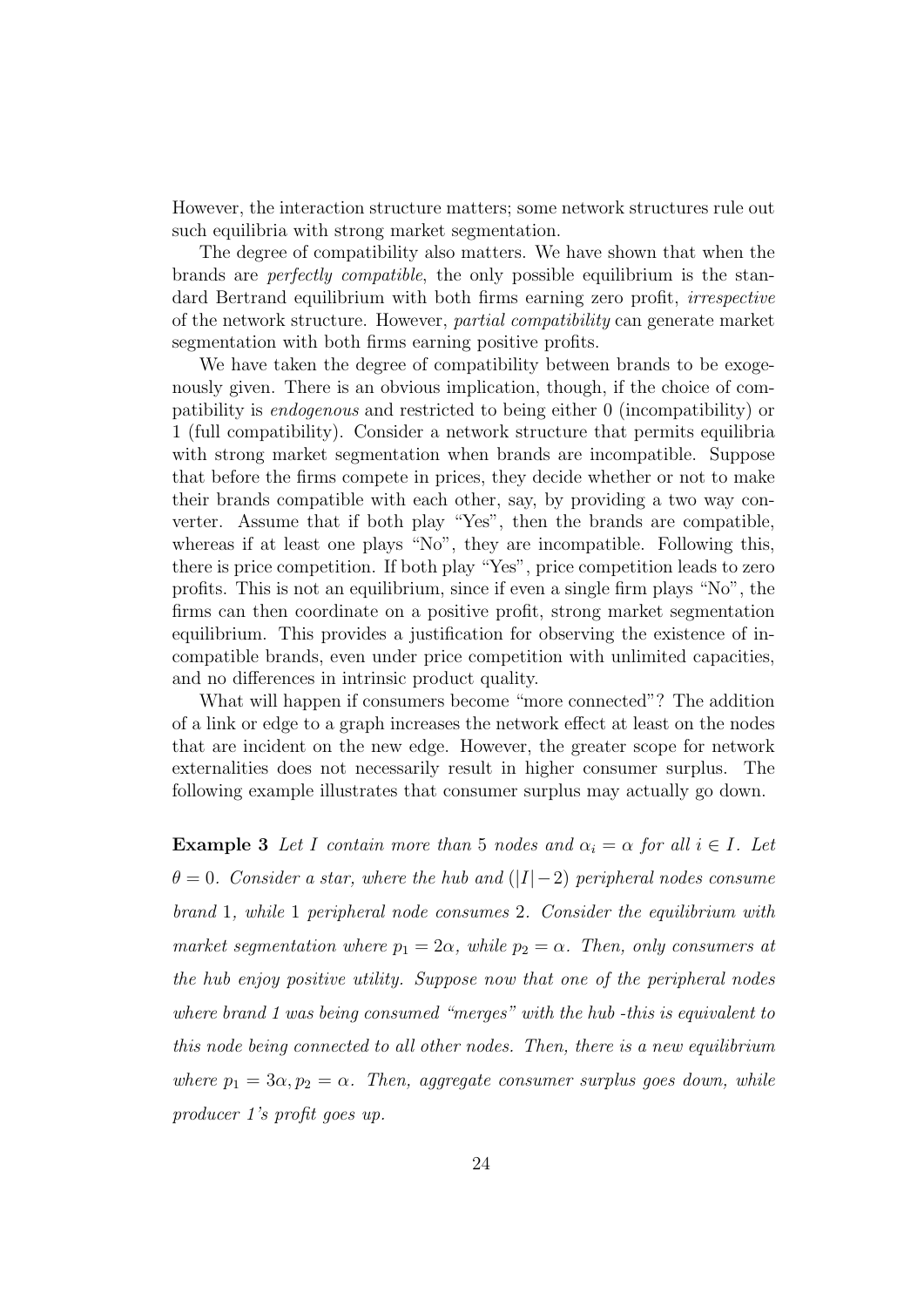However, the interaction structure matters; some network structures rule out such equilibria with strong market segmentation.

The degree of compatibility also matters. We have shown that when the brands are *perfectly compatible*, the only possible equilibrium is the standard Bertrand equilibrium with both firms earning zero profit, *irrespective* of the network structure. However, *partial compatibility* can generate market segmentation with both firms earning positive profits.

We have taken the degree of compatibility between brands to be exogenously given. There is an obvious implication, though, if the choice of compatibility is *endogenous* and restricted to being either 0 (incompatibility) or 1 (full compatibility). Consider a network structure that permits equilibria with strong market segmentation when brands are incompatible. Suppose that before the firms compete in prices, they decide whether or not to make their brands compatible with each other, say, by providing a two way converter. Assume that if both play "Yes", then the brands are compatible, whereas if at least one plays "No", they are incompatible. Following this, there is price competition. If both play "Yes", price competition leads to zero profits. This is not an equilibrium, since if even a single firm plays "No", the firms can then coordinate on a positive profit, strong market segmentation equilibrium. This provides a justification for observing the existence of incompatible brands, even under price competition with unlimited capacities, and no differences in intrinsic product quality.

What will happen if consumers become "more connected"? The addition of a link or edge to a graph increases the network effect at least on the nodes that are incident on the new edge. However, the greater scope for network externalities does not necessarily result in higher consumer surplus. The following example illustrates that consumer surplus may actually go down.

**Example 3** *Let $I$ contain more than 5 nodes and $\alpha_i = \alpha$ for all $i \in I$. Let $\theta = 0$. Consider a star, where the hub and $(|I|-2)$ peripheral nodes consume brand 1, while 1 peripheral node consumes 2. Consider the equilibrium with market segmentation where $p_1 = 2\alpha$, while $p_2 = \alpha$. Then, only consumers at the hub enjoy positive utility. Suppose now that one of the peripheral nodes where brand 1 was being consumed "merges" with the hub -this is equivalent to this node being connected to all other nodes. Then, there is a new equilibrium where $p_1 = 3\alpha, p_2 = \alpha$. Then, aggregate consumer surplus goes down, while producer 1's profit goes up.*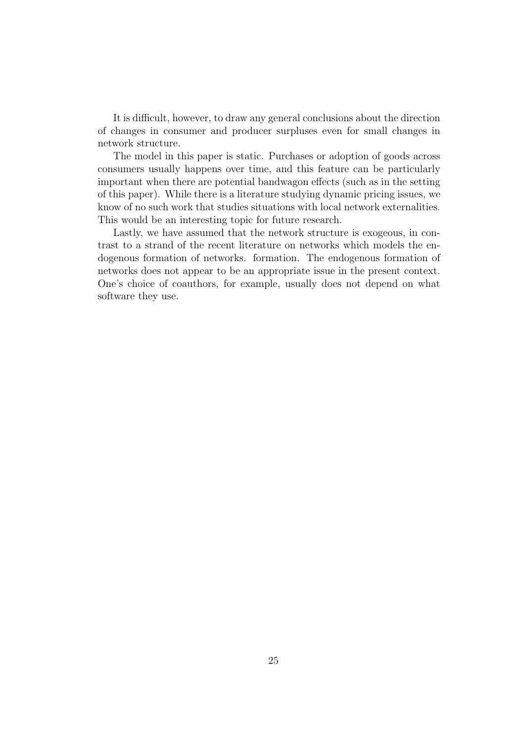It is difficult, however, to draw any general conclusions about the direction of changes in consumer and producer surpluses even for small changes in network structure.

The model in this paper is static. Purchases or adoption of goods across consumers usually happens over time, and this feature can be particularly important when there are potential bandwagon effects (such as in the setting of this paper). While there is a literature studying dynamic pricing issues, we know of no such work that studies situations with local network externalities. This would be an interesting topic for future research.

Lastly, we have assumed that the network structure is exogeous, in contrast to a strand of the recent literature on networks which models the endogenous formation of networks. formation. The endogenous formation of networks does not appear to be an appropriate issue in the present context. One's choice of coauthors, for example, usually does not depend on what software they use.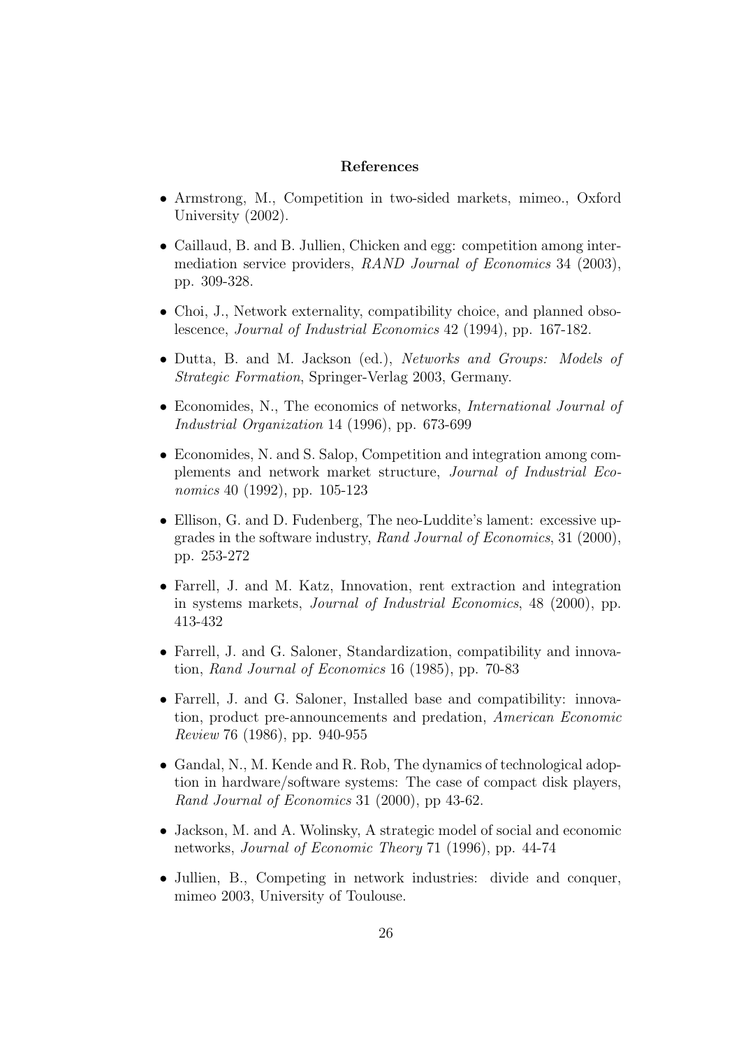## References

- Armstrong, M., Competition in two-sided markets, mimeo., Oxford University (2002).
- Caillaud, B. and B. Jullien, Chicken and egg: competition among intermediation service providers, *RAND Journal of Economics* 34 (2003), pp. 309-328.
- Choi, J., Network externality, compatibility choice, and planned obsolescence, *Journal of Industrial Economics* 42 (1994), pp. 167-182.
- Dutta, B. and M. Jackson (ed.), *Networks and Groups: Models of Strategic Formation*, Springer-Verlag 2003, Germany.
- Economides, N., The economics of networks, *International Journal of Industrial Organization* 14 (1996), pp. 673-699
- Economides, N. and S. Salop, Competition and integration among complements and network market structure, *Journal of Industrial Economics* 40 (1992), pp. 105-123
- Ellison, G. and D. Fudenberg, The neo-Luddite's lament: excessive upgrades in the software industry, *Rand Journal of Economics*, 31 (2000), pp. 253-272
- Farrell, J. and M. Katz, Innovation, rent extraction and integration in systems markets, *Journal of Industrial Economics*, 48 (2000), pp. 413-432
- Farrell, J. and G. Saloner, Standardization, compatibility and innovation, *Rand Journal of Economics* 16 (1985), pp. 70-83
- Farrell, J. and G. Saloner, Installed base and compatibility: innovation, product pre-announcements and predation, *American Economic Review* 76 (1986), pp. 940-955
- Gandal, N., M. Kende and R. Rob, The dynamics of technological adoption in hardware/software systems: The case of compact disk players, *Rand Journal of Economics* 31 (2000), pp 43-62.
- Jackson, M. and A. Wolinsky, A strategic model of social and economic networks, *Journal of Economic Theory* 71 (1996), pp. 44-74
- Jullien, B., Competing in network industries: divide and conquer, mimeo 2003, University of Toulouse.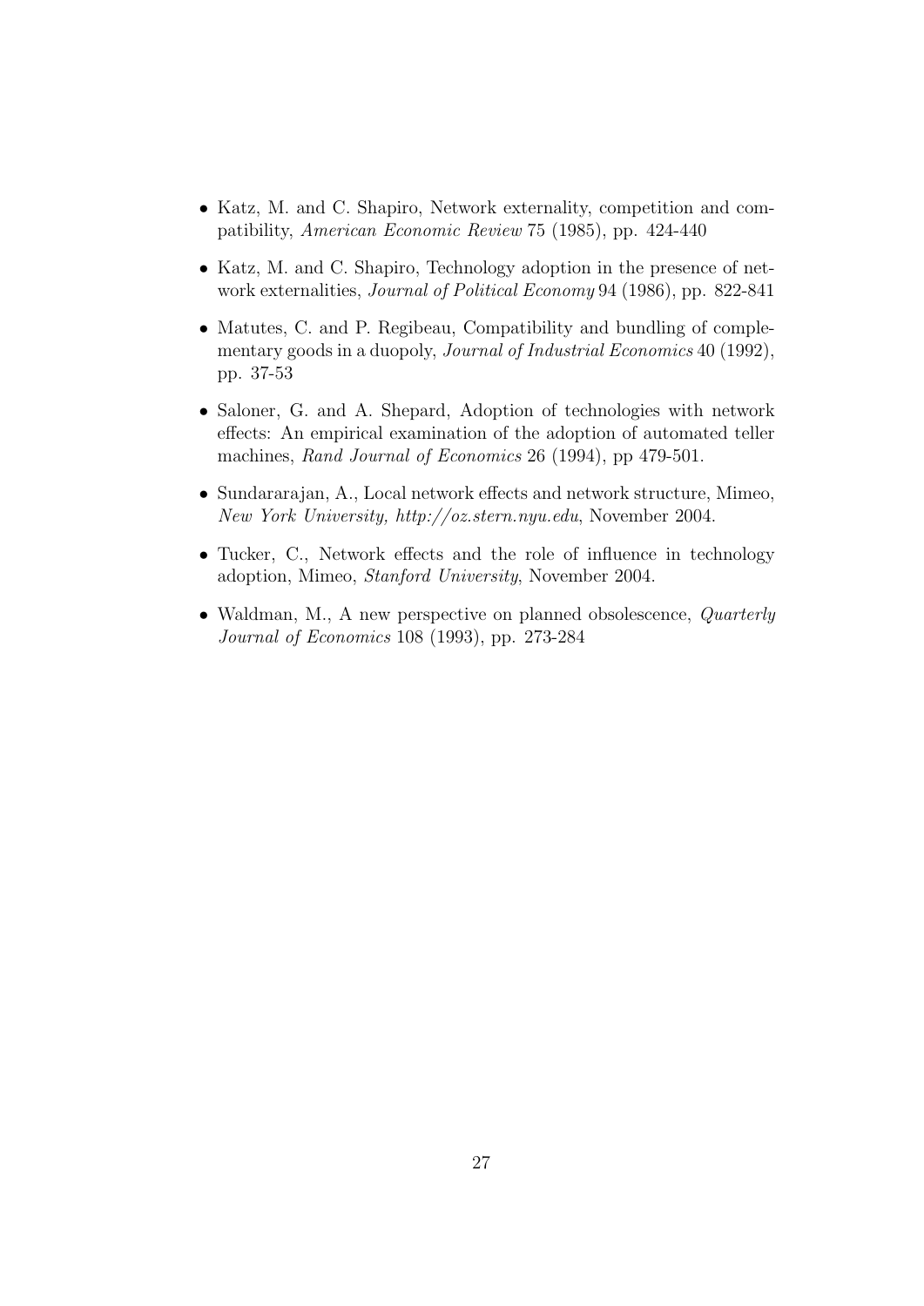- Katz, M. and C. Shapiro, Network externality, competition and compatibility, *American Economic Review* 75 (1985), pp. 424-440

- Katz, M. and C. Shapiro, Technology adoption in the presence of network externalities, *Journal of Political Economy* 94 (1986), pp. 822-841

- Matutes, C. and P. Regibeau, Compatibility and bundling of complementary goods in a duopoly, *Journal of Industrial Economics* 40 (1992), pp. 37-53

- Saloner, G. and A. Shepard, Adoption of technologies with network effects: An empirical examination of the adoption of automated teller machines, *Rand Journal of Economics* 26 (1994), pp 479-501.

- Sundararajan, A., Local network effects and network structure, Mimeo, *New York University, http://oz.stern.nyu.edu*, November 2004.

- Tucker, C., Network effects and the role of influence in technology adoption, Mimeo, *Stanford University*, November 2004.

- Waldman, M., A new perspective on planned obsolescence, *Quarterly Journal of Economics* 108 (1993), pp. 273-284